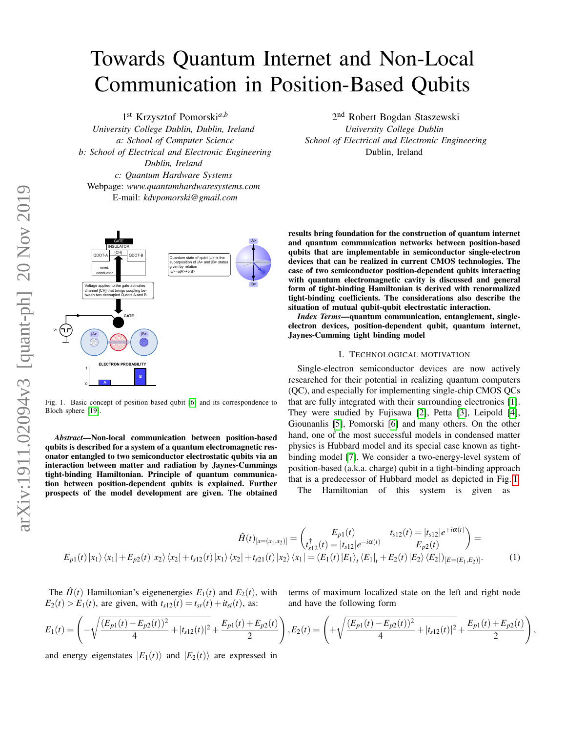# Towards Quantum Internet and Non-Local Communication in Position-Based Qubits

1st Krzysztof Pomorski[a,b]
*University College Dublin, Dublin, Ireland*
*a: School of Computer Science*
*b: School of Electrical and Electronic Engineering*
*Dublin, Ireland*
*c: Quantum Hardware Systems*
Webpage: *www.quantumhardwaresystems.com*
E-mail: *kdvpomorski@gmail.com*

2nd Robert Bogdan Staszewski
*University College Dublin*
*School of Electrical and Electronic Engineering*
Dublin, Ireland

Fig. 1. Basic concept of position based qubit [6] and its correspondence to Bloch sphere [19].

***Abstract*—Non-local communication between position-based qubits is described for a system of a quantum electromagnetic resonator entangled to two semiconductor electrostatic qubits via an interaction between matter and radiation by Jaynes-Cummings tight-binding Hamiltonian. Principle of quantum communication between position-dependent qubits is explained. Further prospects of the model development are given. The obtained results bring foundation for the construction of quantum internet and quantum communication networks between position-based qubits that are implementable in semiconductor single-electron devices that can be realized in current CMOS technologies. The case of two semiconductor position-dependent qubits interacting with quantum electromagnetic cavity is discussed and general form of tight-binding Hamiltonian is derived with renormalized tight-binding coefficients. The considerations also describe the situation of mutual qubit-qubit electrostatic interaction.**

***Index Terms*—quantum communication, entanglement, single-electron devices, position-dependent qubit, quantum internet, Jaynes-Cumming tight binding model**

## I. Technological Motivation

Single-electron semiconductor devices are now actively researched for their potential in realizing quantum computers (QC), and especially for implementing single-chip CMOS QCs that are fully integrated with their surrounding electronics [1]. They were studied by Fujisawa [2], Petta [3], Leipold [4], Giounanlis [5], Pomorski [6] and many others. On the other hand, one of the most successful models in condensed matter physics is Hubbard model and its special case known as tight-binding model [7]. We consider a two-energy-level system of position-based (a.k.a. charge) qubit in a tight-binding approach that is a predecessor of Hubbard model as depicted in Fig. 1. The Hamiltonian of this system is given as

$$\hat{H}(t)_{[x=(x_1,x_2)]} = \begin{pmatrix} E_{p1}(t) & t_{s12}(t) = |t_{s12}|e^{+i\alpha(t)} \\ t_{s12}^{\dagger}(t) = |t_{s12}|e^{-i\alpha(t)} & E_{p2}(t) \end{pmatrix} =$$
$$E_{p1}(t)\,|x_1\rangle\langle x_1| + E_{p2}(t)\,|x_2\rangle\langle x_2| + t_{s12}(t)\,|x_1\rangle\langle x_2| + t_{s21}(t)\,|x_2\rangle\langle x_1| = (E_1(t)\,|E_1\rangle_t\langle E_1|_t + E_2(t)\,|E_2\rangle\langle E_2|)_{[E=(E_1,E_2)]}. \quad (1)$$

The $\hat{H}(t)$ Hamiltonian's eigenenergies $E_1(t)$ and $E_2(t)$, with $E_2(t) > E_1(t)$, are given, with $t_{s12}(t) = t_{sr}(t) + it_{si}(t)$, as:

$$E_1(t) = \left(-\sqrt{\frac{(E_{p1}(t)-E_{p2}(t))^2}{4} + |t_{s12}(t)|^2} + \frac{E_{p1}(t)+E_{p2}(t)}{2}\right), E_2(t) = \left(+\sqrt{\frac{(E_{p1}(t)-E_{p2}(t))^2}{4} + |t_{s12}(t)|^2} + \frac{E_{p1}(t)+E_{p2}(t)}{2}\right),$$

and energy eigenstates $|E_1(t)\rangle$ and $|E_2(t)\rangle$ are expressed in terms of maximum localized state on the left and right node and have the following form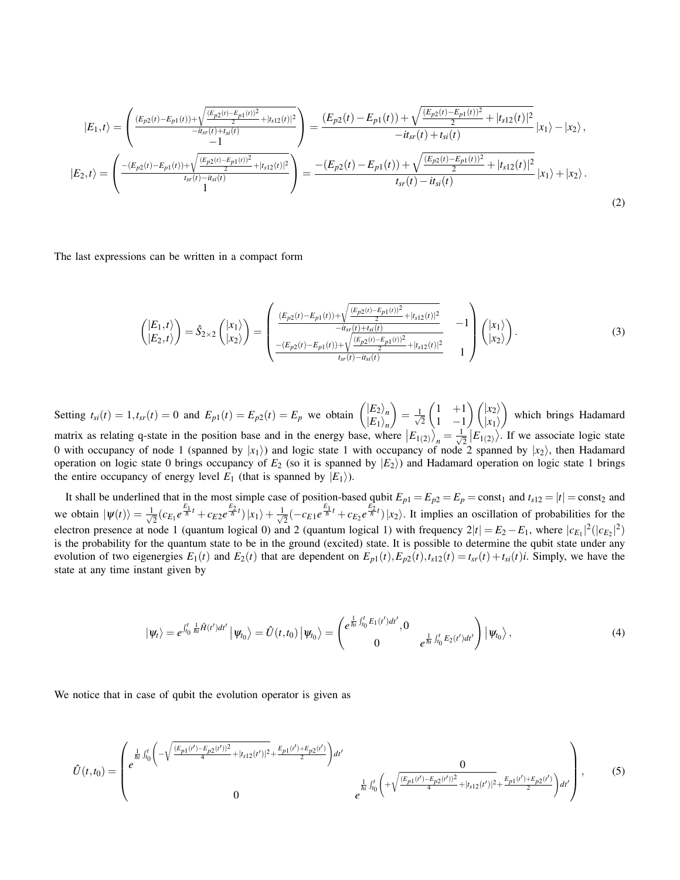$$
|E_1,t\rangle = \begin{pmatrix} \frac{(E_{p2}(t)-E_{p1}(t))+\sqrt{\frac{(E_{p2}(t)-E_{p1}(t))^2}{2}+|t_{s12}(t)|^2}}{-it_{sr}(t)+t_{si}(t)} \\ -1 \end{pmatrix} = \frac{(E_{p2}(t)-E_{p1}(t))+\sqrt{\frac{(E_{p2}(t)-E_{p1}(t))^2}{2}+|t_{s12}(t)|^2}}{-it_{sr}(t)+t_{si}(t)}\,|x_1\rangle - |x_2\rangle,
$$

$$
|E_2,t\rangle = \begin{pmatrix} \frac{-(E_{p2}(t)-E_{p1}(t))+\sqrt{\frac{(E_{p2}(t)-E_{p1}(t))^2}{2}+|t_{s12}(t)|^2}}{t_{sr}(t)-it_{si}(t)} \\ 1 \end{pmatrix} = \frac{-(E_{p2}(t)-E_{p1}(t))+\sqrt{\frac{(E_{p2}(t)-E_{p1}(t))^2}{2}+|t_{s12}(t)|^2}}{t_{sr}(t)-it_{si}(t)}\,|x_1\rangle + |x_2\rangle. \tag{2}
$$

The last expressions can be written in a compact form

$$
\begin{pmatrix} |E_1,t\rangle \\ |E_2,t\rangle \end{pmatrix} = \hat{S}_{2\times 2}\begin{pmatrix} |x_1\rangle \\ |x_2\rangle \end{pmatrix} = \begin{pmatrix} \frac{(E_{p2}(t)-E_{p1}(t))+\sqrt{\frac{(E_{p2}(t)-E_{p1}(t))^2}{2}+|t_{s12}(t)|^2}}{-it_{sr}(t)+t_{si}(t)} & -1 \\ \frac{-(E_{p2}(t)-E_{p1}(t))+\sqrt{\frac{(E_{p2}(t)-E_{p1}(t))^2}{2}+|t_{s12}(t)|^2}}{t_{sr}(t)-it_{si}(t)} & 1 \end{pmatrix}\begin{pmatrix} |x_1\rangle \\ |x_2\rangle \end{pmatrix}. \tag{3}
$$

Setting $t_{si}(t)=1, t_{sr}(t)=0$ and $E_{p1}(t)=E_{p2}(t)=E_p$ we obtain $\begin{pmatrix} |E_2\rangle_n \\ |E_1\rangle_n \end{pmatrix} = \frac{1}{\sqrt{2}}\begin{pmatrix} 1 & +1 \\ 1 & -1 \end{pmatrix}\begin{pmatrix} |x_2\rangle \\ |x_1\rangle \end{pmatrix}$ which brings Hadamard matrix as relating q-state in the position base and in the energy base, where $\left|E_{1(2)}\right\rangle_n = \frac{1}{\sqrt{2}}\left|E_{1(2)}\right\rangle$. If we associate logic state 0 with occupancy of node 1 (spanned by $|x_1\rangle$) and logic state 1 with occupancy of node 2 spanned by $|x_2\rangle$, then Hadamard operation on logic state 0 brings occupancy of $E_2$ (so it is spanned by $|E_2\rangle$) and Hadamard operation on logic state 1 brings the entire occupancy of energy level $E_1$ (that is spanned by $|E_1\rangle$).

It shall be underlined that in the most simple case of position-based qubit $E_{p1}=E_{p2}=E_p=\text{const}_1$ and $t_{s12}=|t|=\text{const}_2$ and we obtain $|\psi(t)\rangle = \frac{1}{\sqrt{2}}(c_{E1}e^{\frac{E_1}{\hbar}t}+c_{E2}e^{\frac{E_2}{\hbar}t})|x_1\rangle + \frac{1}{\sqrt{2}}(-c_{E1}e^{\frac{E_1}{\hbar}t}+c_{E_2}e^{\frac{E_2}{\hbar}t})|x_2\rangle$. It implies an oscillation of probabilities for the electron presence at node 1 (quantum logical 0) and 2 (quantum logical 1) with frequency $2|t|=E_2-E_1$, where $|c_{E_1}|^2(|c_{E_2}|^2)$ is the probability for the quantum state to be in the ground (excited) state. It is possible to determine the qubit state under any evolution of two eigenergies $E_1(t)$ and $E_2(t)$ that are dependent on $E_{p1}(t), E_{p2}(t), t_{s12}(t)=t_{sr}(t)+t_{si}(t)i$. Simply, we have the state at any time instant given by

$$
|\psi_t\rangle = e^{\int_{t_0}^{t}\frac{1}{\hbar i}\hat{H}(t')dt'}\left|\psi_{t_0}\right\rangle = \hat{U}(t,t_0)\left|\psi_{t_0}\right\rangle = \begin{pmatrix} e^{\frac{1}{\hbar i}\int_{t_0}^{t}E_1(t')dt'},0 & \\ 0 & e^{\frac{1}{\hbar i}\int_{t_0}^{t}E_2(t')dt'} \end{pmatrix}\left|\psi_{t_0}\right\rangle, \tag{4}
$$

We notice that in case of qubit the evolution operator is given as

$$
\hat{U}(t,t_0) = \begin{pmatrix} e^{\frac{1}{\hbar i}\int_{t_0}^{t}\left(-\sqrt{\frac{(E_{p1}(t')-E_{p2}(t'))^2}{4}+|t_{s12}(t')|^2}+\frac{E_{p1}(t')+E_{p2}(t')}{2}\right)dt'} & 0 \\ 0 & e^{\frac{1}{\hbar i}\int_{t_0}^{t}\left(+\sqrt{\frac{(E_{p1}(t')-E_{p2}(t'))^2}{4}+|t_{s12}(t')|^2}+\frac{E_{p1}(t')+E_{p2}(t')}{2}\right)dt'} \end{pmatrix}, \tag{5}
$$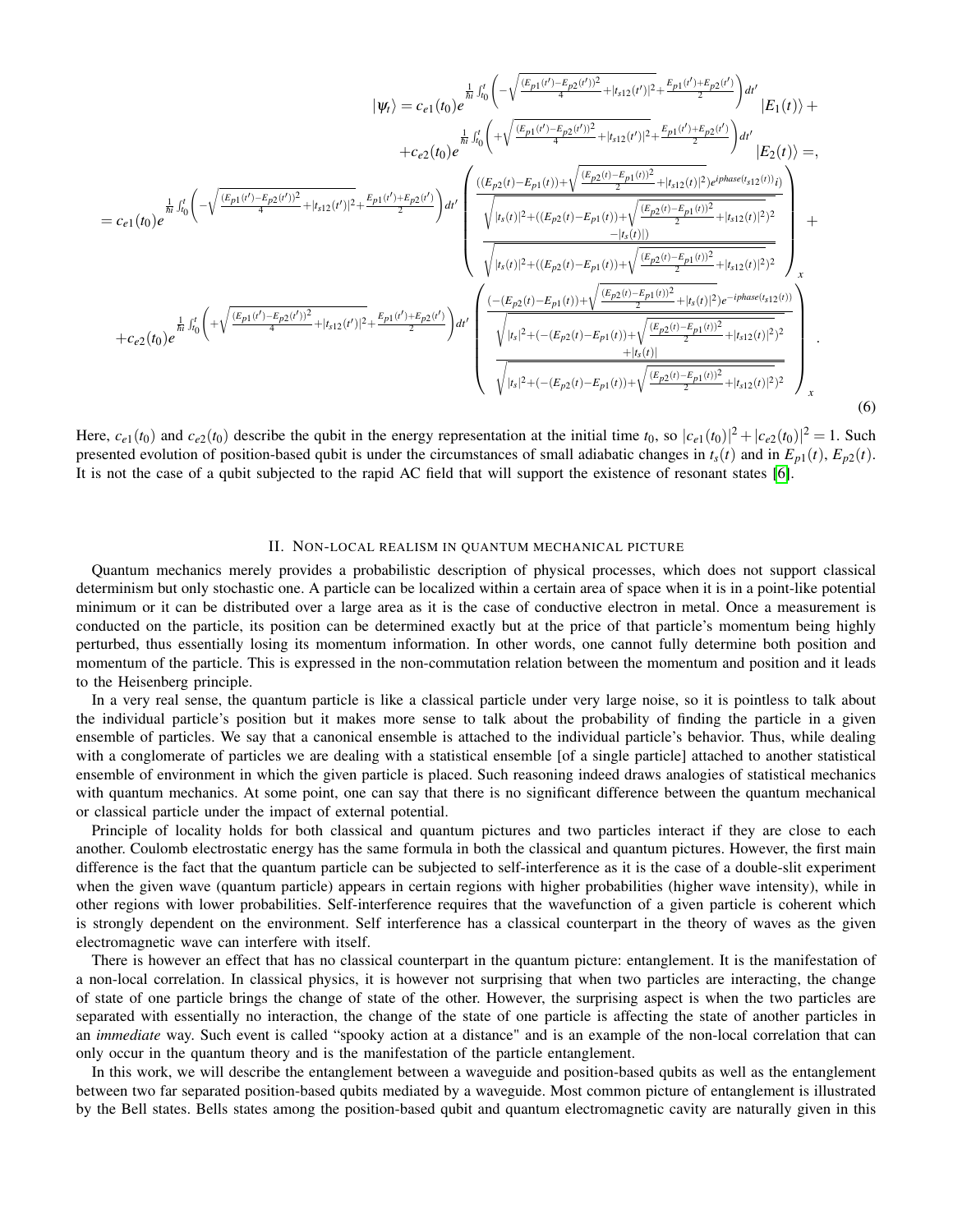$$
\begin{aligned}
|\psi_t\rangle = & \, c_{e1}(t_0) e^{\frac{1}{\hbar i}\int_{t_0}^{t}\left(-\sqrt{\frac{(E_{p1}(t')-E_{p2}(t'))^2}{4}+|t_{s12}(t')|^2}+\frac{E_{p1}(t')+E_{p2}(t')}{2}\right)dt'} |E_1(t)\rangle + \\
& + c_{e2}(t_0) e^{\frac{1}{\hbar i}\int_{t_0}^{t}\left(+\sqrt{\frac{(E_{p1}(t')-E_{p2}(t'))^2}{4}+|t_{s12}(t')|^2}+\frac{E_{p1}(t')+E_{p2}(t')}{2}\right)dt'} |E_2(t)\rangle =, \\
= & \, c_{e1}(t_0) e^{\frac{1}{\hbar i}\int_{t_0}^{t}\left(-\sqrt{\frac{(E_{p1}(t')-E_{p2}(t'))^2}{4}+|t_{s12}(t')|^2}+\frac{E_{p1}(t')+E_{p2}(t')}{2}\right)dt'}
\begin{pmatrix}
\frac{((E_{p2}(t)-E_{p1}(t))+\sqrt{\frac{(E_{p2}(t)-E_{p1}(t))^2}{2}+|t_{s12}(t)|^2}e^{iphase(t_{s12}(t))}i)}{\sqrt{|t_s(t)|^2+((E_{p2}(t)-E_{p1}(t))+\sqrt{\frac{(E_{p2}(t)-E_{p1}(t))^2}{2}+|t_{s12}(t)|^2})^2}} \\
\frac{-|t_s(t)|)}{\sqrt{|t_s(t)|^2+((E_{p2}(t)-E_{p1}(t))+\sqrt{\frac{(E_{p2}(t)-E_{p1}(t))^2}{2}+|t_{s12}(t)|^2})^2}}
\end{pmatrix}_x + \\
& + c_{e2}(t_0) e^{\frac{1}{\hbar i}\int_{t_0}^{t}\left(+\sqrt{\frac{(E_{p1}(t')-E_{p2}(t'))^2}{4}+|t_{s12}(t')|^2}+\frac{E_{p1}(t')+E_{p2}(t')}{2}\right)dt'}
\begin{pmatrix}
\frac{(-(E_{p2}(t)-E_{p1}(t))+\sqrt{\frac{(E_{p2}(t)-E_{p1}(t))^2}{2}+|t_s(t)|^2})e^{-iphase(t_{s12}(t))}}{\sqrt{|t_s|^2+(-(E_{p2}(t)-E_{p1}(t))+\sqrt{\frac{(E_{p2}(t)-E_{p1}(t))^2}{2}+|t_{s12}(t)|^2})^2}} \\
\frac{+|t_s(t)|}{\sqrt{|t_s|^2+(-(E_{p2}(t)-E_{p1}(t))+\sqrt{\frac{(E_{p2}(t)-E_{p1}(t))^2}{2}+|t_{s12}(t)|^2})^2}}
\end{pmatrix}_x .
\end{aligned}
\tag{6}
$$

Here, $c_{e1}(t_0)$ and $c_{e2}(t_0)$ describe the qubit in the energy representation at the initial time $t_0$, so $|c_{e1}(t_0)|^2 + |c_{e2}(t_0)|^2 = 1$. Such presented evolution of position-based qubit is under the circumstances of small adiabatic changes in $t_s(t)$ and in $E_{p1}(t)$, $E_{p2}(t)$. It is not the case of a qubit subjected to the rapid AC field that will support the existence of resonant states [6].

## II. Non-local realism in quantum mechanical picture

Quantum mechanics merely provides a probabilistic description of physical processes, which does not support classical determinism but only stochastic one. A particle can be localized within a certain area of space when it is in a point-like potential minimum or it can be distributed over a large area as it is the case of conductive electron in metal. Once a measurement is conducted on the particle, its position can be determined exactly but at the price of that particle's momentum being highly perturbed, thus essentially losing its momentum information. In other words, one cannot fully determine both position and momentum of the particle. This is expressed in the non-commutation relation between the momentum and position and it leads to the Heisenberg principle.

In a very real sense, the quantum particle is like a classical particle under very large noise, so it is pointless to talk about the individual particle's position but it makes more sense to talk about the probability of finding the particle in a given ensemble of particles. We say that a canonical ensemble is attached to the individual particle's behavior. Thus, while dealing with a conglomerate of particles we are dealing with a statistical ensemble [of a single particle] attached to another statistical ensemble of environment in which the given particle is placed. Such reasoning indeed draws analogies of statistical mechanics with quantum mechanics. At some point, one can say that there is no significant difference between the quantum mechanical or classical particle under the impact of external potential.

Principle of locality holds for both classical and quantum pictures and two particles interact if they are close to each another. Coulomb electrostatic energy has the same formula in both the classical and quantum pictures. However, the first main difference is the fact that the quantum particle can be subjected to self-interference as it is the case of a double-slit experiment when the given wave (quantum particle) appears in certain regions with higher probabilities (higher wave intensity), while in other regions with lower probabilities. Self-interference requires that the wavefunction of a given particle is coherent which is strongly dependent on the environment. Self interference has a classical counterpart in the theory of waves as the given electromagnetic wave can interfere with itself.

There is however an effect that has no classical counterpart in the quantum picture: entanglement. It is the manifestation of a non-local correlation. In classical physics, it is however not surprising that when two particles are interacting, the change of state of one particle brings the change of state of the other. However, the surprising aspect is when the two particles are separated with essentially no interaction, the change of the state of one particle is affecting the state of another particles in an *immediate* way. Such event is called "spooky action at a distance" and is an example of the non-local correlation that can only occur in the quantum theory and is the manifestation of the particle entanglement.

In this work, we will describe the entanglement between a waveguide and position-based qubits as well as the entanglement between two far separated position-based qubits mediated by a waveguide. Most common picture of entanglement is illustrated by the Bell states. Bells states among the position-based qubit and quantum electromagnetic cavity are naturally given in this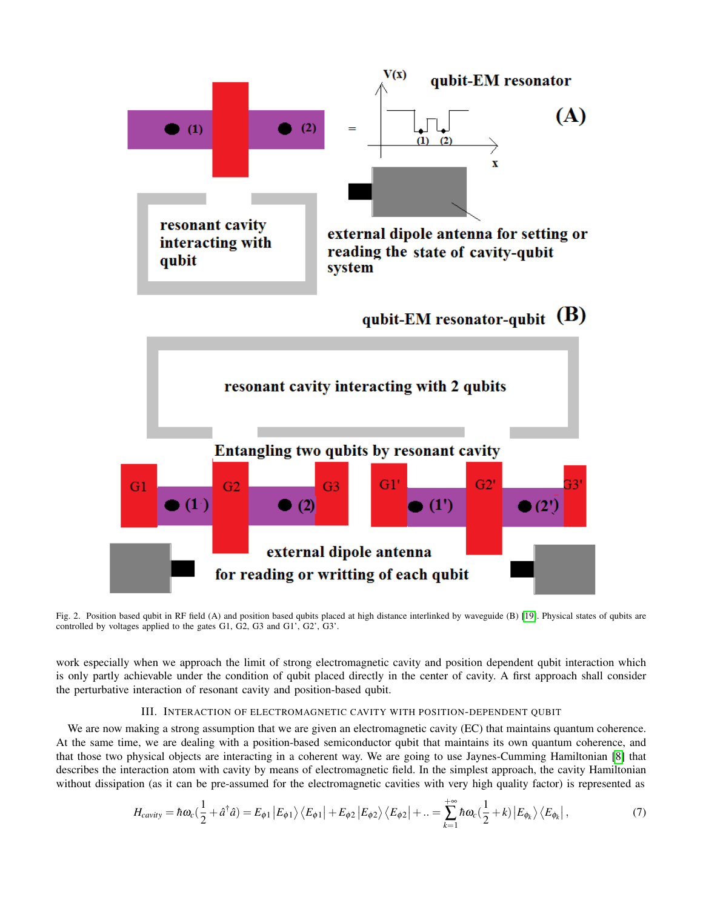Fig. 2. Position based qubit in RF field (A) and position based qubits placed at high distance interlinked by waveguide (B) [19]. Physical states of qubits are controlled by voltages applied to the gates G1, G2, G3 and G1', G2', G3'.

work especially when we approach the limit of strong electromagnetic cavity and position dependent qubit interaction which is only partly achievable under the condition of qubit placed directly in the center of cavity. A first approach shall consider the perturbative interaction of resonant cavity and position-based qubit.

## III. Interaction of electromagnetic cavity with position-dependent qubit

We are now making a strong assumption that we are given an electromagnetic cavity (EC) that maintains quantum coherence. At the same time, we are dealing with a position-based semiconductor qubit that maintains its own quantum coherence, and that those two physical objects are interacting in a coherent way. We are going to use Jaynes-Cumming Hamiltonian [8] that describes the interaction atom with cavity by means of electromagnetic field. In the simplest approach, the cavity Hamiltonian without dissipation (as it can be pre-assumed for the electromagnetic cavities with very high quality factor) is represented as

$$H_{cavity} = \hbar\omega_c(\frac{1}{2} + \hat{a}^{\dagger}\hat{a}) = E_{\phi 1}\left|E_{\phi 1}\right\rangle\left\langle E_{\phi 1}\right| + E_{\phi 2}\left|E_{\phi 2}\right\rangle\left\langle E_{\phi 2}\right| + .. = \sum_{k=1}^{+\infty}\hbar\omega_c(\frac{1}{2} + k)\left|E_{\phi_k}\right\rangle\left\langle E_{\phi_k}\right|, \tag{7}$$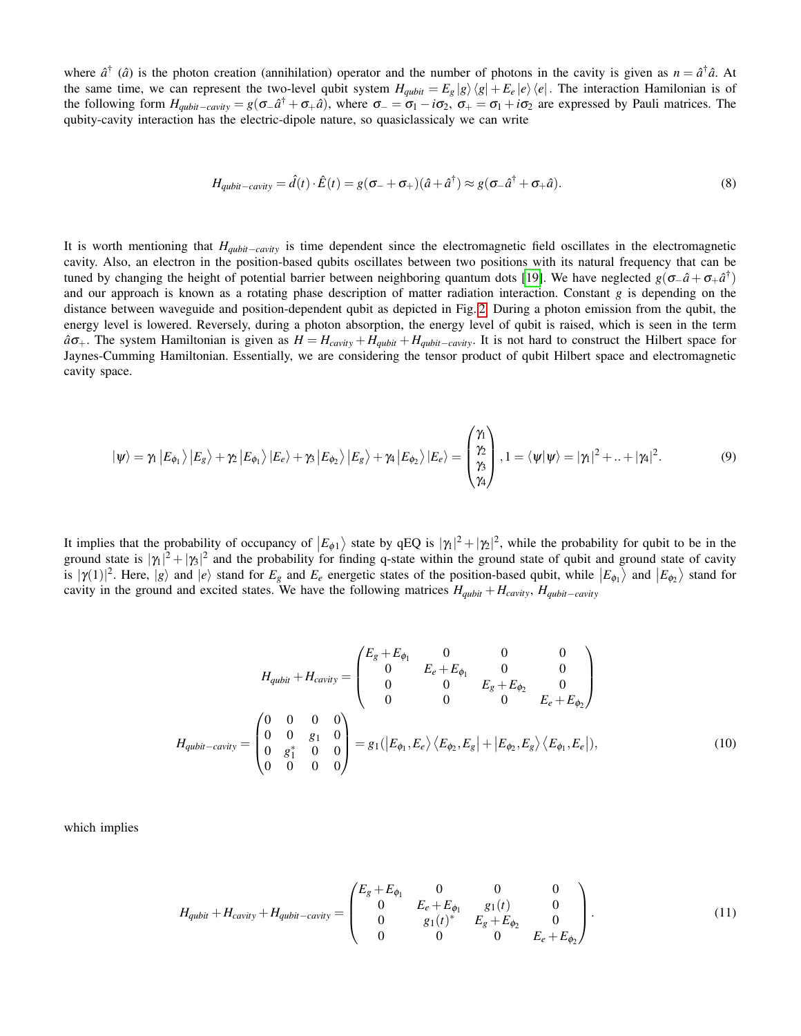where $\hat{a}^\dagger$ ($\hat{a}$) is the photon creation (annihilation) operator and the number of photons in the cavity is given as $n = \hat{a}^\dagger\hat{a}$. At the same time, we can represent the two-level qubit system $H_{qubit} = E_g \left|g\right\rangle\left\langle g\right| + E_e \left|e\right\rangle\left\langle e\right|$. The interaction Hamilonian is of the following form $H_{qubit-cavity} = g(\sigma_-\hat{a}^\dagger + \sigma_+\hat{a})$, where $\sigma_- = \sigma_1 - i\sigma_2$, $\sigma_+ = \sigma_1 + i\sigma_2$ are expressed by Pauli matrices. The qubity-cavity interaction has the electric-dipole nature, so quasiclassicaly we can write

$$H_{qubit-cavity} = \hat{d}(t)\cdot\hat{E}(t) = g(\sigma_- + \sigma_+)(\hat{a} + \hat{a}^\dagger) \approx g(\sigma_-\hat{a}^\dagger + \sigma_+\hat{a}). \tag{8}$$

It is worth mentioning that $H_{qubit-cavity}$ is time dependent since the electromagnetic field oscillates in the electromagnetic cavity. Also, an electron in the position-based qubits oscillates between two positions with its natural frequency that can be tuned by changing the height of potential barrier between neighboring quantum dots [19]. We have neglected $g(\sigma_-\hat{a} + \sigma_+\hat{a}^\dagger)$ and our approach is known as a rotating phase description of matter radiation interaction. Constant $g$ is depending on the distance between waveguide and position-dependent qubit as depicted in Fig.2. During a photon emission from the qubit, the energy level is lowered. Reversely, during a photon absorption, the energy level of qubit is raised, which is seen in the term $\hat{a}\sigma_+$. The system Hamiltonian is given as $H = H_{cavity} + H_{qubit} + H_{qubit-cavity}$. It is not hard to construct the Hilbert space for Jaynes-Cumming Hamiltonian. Essentially, we are considering the tensor product of qubit Hilbert space and electromagnetic cavity space.

$$|\psi\rangle = \gamma_1\left|E_{\phi_1}\right\rangle\left|E_g\right\rangle + \gamma_2\left|E_{\phi_1}\right\rangle|E_e\rangle + \gamma_3\left|E_{\phi_2}\right\rangle\left|E_g\right\rangle + \gamma_4\left|E_{\phi_2}\right\rangle|E_e\rangle = \begin{pmatrix}\gamma_1\\ \gamma_2\\ \gamma_3\\ \gamma_4\end{pmatrix}, 1 = \langle\psi|\psi\rangle = |\gamma_1|^2 + .. + |\gamma_4|^2. \tag{9}$$

It implies that the probability of occupancy of $\left|E_{\phi 1}\right\rangle$ state by qEQ is $|\gamma_1|^2 + |\gamma_2|^2$, while the probability for qubit to be in the ground state is $|\gamma_1|^2 + |\gamma_3|^2$ and the probability for finding q-state within the ground state of qubit and ground state of cavity is $|\gamma(1)|^2$. Here, $|g\rangle$ and $|e\rangle$ stand for $E_g$ and $E_e$ energetic states of the position-based qubit, while $\left|E_{\phi_1}\right\rangle$ and $\left|E_{\phi_2}\right\rangle$ stand for cavity in the ground and excited states. We have the following matrices $H_{qubit} + H_{cavity}$, $H_{qubit-cavity}$

$$H_{qubit} + H_{cavity} = \begin{pmatrix} E_g + E_{\phi_1} & 0 & 0 & 0\\ 0 & E_e + E_{\phi_1} & 0 & 0\\ 0 & 0 & E_g + E_{\phi_2} & 0\\ 0 & 0 & 0 & E_e + E_{\phi_2}\end{pmatrix}$$

$$H_{qubit-cavity} = \begin{pmatrix} 0 & 0 & 0 & 0\\ 0 & 0 & g_1 & 0\\ 0 & g_1^* & 0 & 0\\ 0 & 0 & 0 & 0\end{pmatrix} = g_1(\left|E_{\phi_1}, E_e\right\rangle\left\langle E_{\phi_2}, E_g\right| + \left|E_{\phi_2}, E_g\right\rangle\left\langle E_{\phi_1}, E_e\right|), \tag{10}$$

which implies

$$H_{qubit} + H_{cavity} + H_{qubit-cavity} = \begin{pmatrix} E_g + E_{\phi_1} & 0 & 0 & 0\\ 0 & E_e + E_{\phi_1} & g_1(t) & 0\\ 0 & g_1(t)^* & E_g + E_{\phi_2} & 0\\ 0 & 0 & 0 & E_e + E_{\phi_2}\end{pmatrix}. \tag{11}$$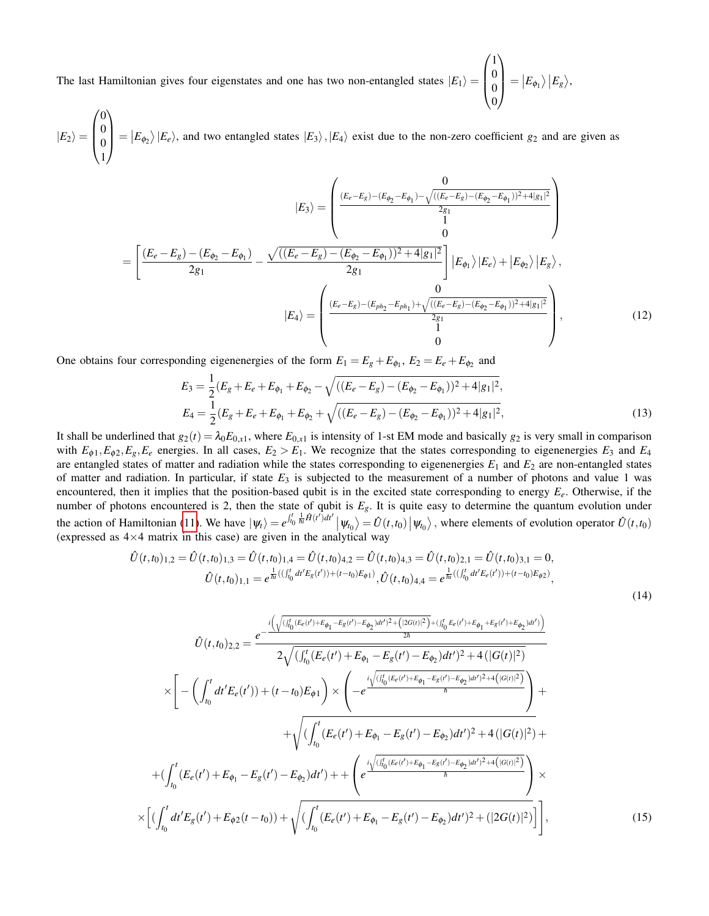The last Hamiltonian gives four eigenstates and one has two non-entangled states $|E_1\rangle = \begin{pmatrix}1\\0\\0\\0\end{pmatrix} = |E_{\phi_1}\rangle |E_g\rangle$, $|E_2\rangle = \begin{pmatrix}0\\0\\0\\1\end{pmatrix} = |E_{\phi_2}\rangle |E_e\rangle$, and two entangled states $|E_3\rangle, |E_4\rangle$ exist due to the non-zero coefficient $g_2$ and are given as

$$
|E_3\rangle = \begin{pmatrix} 0 \\ \frac{(E_e-E_g)-(E_{\phi_2}-E_{\phi_1})-\sqrt{((E_e-E_g)-(E_{\phi_2}-E_{\phi_1}))^2+4|g_1|^2}}{2g_1} \\ 1 \\ 0 \end{pmatrix}
$$

$$
= \left[ \frac{(E_e-E_g)-(E_{\phi_2}-E_{\phi_1})}{2g_1} - \frac{\sqrt{((E_e-E_g)-(E_{\phi_2}-E_{\phi_1}))^2+4|g_1|^2}}{2g_1} \right] |E_{\phi_1}\rangle |E_e\rangle + |E_{\phi_2}\rangle |E_g\rangle,
$$

$$
|E_4\rangle = \begin{pmatrix} 0 \\ \frac{(E_e-E_g)-(E_{ph_2}-E_{ph_1})+\sqrt{((E_e-E_g)-(E_{\phi_2}-E_{\phi_1}))^2+4|g_1|^2}}{2g_1} \\ 1 \\ 0 \end{pmatrix}, \tag{12}
$$

One obtains four corresponding eigenenergies of the form $E_1 = E_g + E_{\phi_1}$, $E_2 = E_e + E_{\phi_2}$ and

$$
E_3 = \frac{1}{2}(E_g + E_e + E_{\phi_1} + E_{\phi_2} - \sqrt{((E_e-E_g)-(E_{\phi_2}-E_{\phi_1}))^2+4|g_1|^2},
$$
$$
E_4 = \frac{1}{2}(E_g + E_e + E_{\phi_1} + E_{\phi_2} + \sqrt{((E_e-E_g)-(E_{\phi_2}-E_{\phi_1}))^2+4|g_1|^2}, \tag{13}
$$

It shall be underlined that $g_2(t) = \lambda_0 E_{0,x1}$, where $E_{0,x1}$ is intensity of 1-st EM mode and basically $g_2$ is very small in comparison with $E_{\phi 1}, E_{\phi 2}, E_g, E_e$ energies. In all cases, $E_2 > E_1$. We recognize that the states corresponding to eigenenergies $E_3$ and $E_4$ are entangled states of matter and radiation while the states corresponding to eigenenergies $E_1$ and $E_2$ are non-entangled states of matter and radiation. In particular, if state $E_3$ is subjected to the measurement of a number of photons and value 1 was encountered, then it implies that the position-based qubit is in the excited state corresponding to energy $E_e$. Otherwise, if the number of photons encountered is 2, then the state of qubit is $E_g$. It is quite easy to determine the quantum evolution under the action of Hamiltonian (11). We have $|\psi_t\rangle = e^{\int_{t_0}^{t} \frac{1}{\hbar i}\hat{H}(t')dt'} |\psi_{t_0}\rangle = \hat{U}(t,t_0)|\psi_{t_0}\rangle$, where elements of evolution operator $\hat{U}(t,t_0)$ (expressed as 4×4 matrix in this case) are given in the analytical way

$$
\hat{U}(t,t_0)_{1,2} = \hat{U}(t,t_0)_{1,3} = \hat{U}(t,t_0)_{1,4} = \hat{U}(t,t_0)_{4,2} = \hat{U}(t,t_0)_{4,3} = \hat{U}(t,t_0)_{2,1} = \hat{U}(t,t_0)_{3,1} = 0,
$$
$$
\hat{U}(t,t_0)_{1,1} = e^{\frac{1}{\hbar i}((\int_{t_0}^{t} dt' E_g(t')) + (t-t_0)E_{\phi 1})}, \hat{U}(t,t_0)_{4,4} = e^{\frac{1}{\hbar i}((\int_{t_0}^{t} dt' E_e(t')) + (t-t_0)E_{\phi 2})}, \tag{14}
$$

$$
\hat{U}(t,t_0)_{2,2} = \frac{e^{-\frac{i\left(\sqrt{(\int_{t_0}^{t}(E_e(t')+E_{\phi_1}-E_g(t')-E_{\phi_2})dt')^2+\left(|2G(t)|^2\right)}+(\int_{t_0}^{t} E_e(t')+E_{\phi_1}+E_g(t')+E_{\phi_2})dt')\right)}{2\hbar}}}{2\sqrt{(\int_{t_0}^{t}(E_e(t')+E_{\phi_1}-E_g(t')-E_{\phi_2})dt')^2+4\left(|G(t)|^2\right)}}
$$
$$
\times\Bigg[ -\left(\int_{t_0}^{t} dt' E_e(t')\right) + (t-t_0)E_{\phi 1}\Bigg) \times \left( -e^{\frac{i\sqrt{(\int_{t_0}^{t}(E_e(t')+E_{\phi_1}-E_g(t')-E_{\phi_2})dt')^2+4\left(|G(t)|^2\right)}}{\hbar}} \right) +
$$
$$
+\sqrt{(\int_{t_0}^{t}(E_e(t')+E_{\phi_1}-E_g(t')-E_{\phi_2})dt')^2+4\left(|G(t)|^2\right)} +
$$
$$
+(\int_{t_0}^{t}(E_e(t')+E_{\phi_1}-E_g(t')-E_{\phi_2})dt') + + \left( e^{\frac{i\sqrt{(\int_{t_0}^{t}(E_e(t')+E_{\phi_1}-E_g(t')-E_{\phi_2})dt')^2+4\left(|G(t)|^2\right)}}{\hbar}} \right) \times
$$
$$
\times\Big[ (\int_{t_0}^{t} dt' E_g(t') + E_{\phi 2}(t-t_0)) + \sqrt{(\int_{t_0}^{t}(E_e(t')+E_{\phi_1}-E_g(t')-E_{\phi_2})dt')^2+(|2G(t)|^2)} \Big] \Bigg], \tag{15}
$$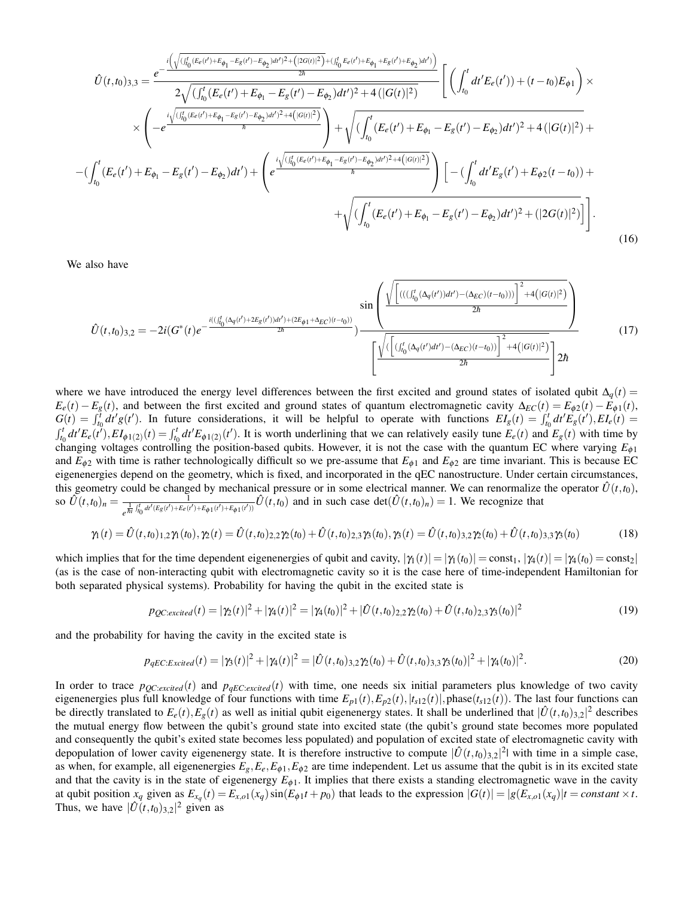$$\hat{U}(t,t_0)_{3,3} = \frac{e^{-\frac{i\left(\sqrt{(\int_{t_0}^{t}(E_e(t')+E_{\phi_1}-E_g(t')-E_{\phi_2})dt')^2+\left(|2G(t)|^2\right)}\right)+(\int_{t_0}^{t}E_e(t')+E_{\phi_1}+E_g(t')+E_{\phi_2})dt')\Big)}{2\hbar}}}{2\sqrt{(\int_{t_0}^{t}(E_e(t')+E_{\phi_1}-E_g(t')-E_{\phi_2})dt')^2+4\left(|G(t)|^2\right)}}\Bigg[\left(\left(\int_{t_0}^{t}dt'E_e(t')\right)+(t-t_0)E_{\phi 1}\right)\times$$

$$\times\left(-e^{\frac{i\sqrt{(\int_{t_0}^{t}(E_e(t')+E_{\phi_1}-E_g(t')-E_{\phi_2})dt')^2+4\left(|G(t)|^2\right)}}{\hbar}}\right)+\sqrt{(\int_{t_0}^{t}(E_e(t')+E_{\phi_1}-E_g(t')-E_{\phi_2})dt')^2+4\left(|G(t)|^2\right)}+$$

$$-(\int_{t_0}^{t}(E_e(t')+E_{\phi_1}-E_g(t')-E_{\phi_2})dt')+\left(e^{\frac{i\sqrt{(\int_{t_0}^{t}(E_e(t')+E_{\phi_1}-E_g(t')-E_{\phi_2})dt')^2+4\left(|G(t)|^2\right)}}{\hbar}}\right)\Big[-(\int_{t_0}^{t}dt'E_g(t')+E_{\phi 2}(t-t_0))+$$

$$+\sqrt{(\int_{t_0}^{t}(E_e(t')+E_{\phi_1}-E_g(t')-E_{\phi_2})dt')^2+(|2G(t)|^2)}\Big]\Bigg]. \tag{16}$$

We also have

$$\hat{U}(t,t_0)_{3,2} = -2i(G^*(t)e^{-\frac{i((\int_{t_0}^{t}(\Delta_q(t')+2E_g(t'))dt')+(2E_{\phi 1}+\Delta_{EC})(t-t_0))}{2\hbar}})\frac{\sin\left(\frac{\sqrt{\left[(((\int_{t_0}^{t}(\Delta_q(t'))dt')-(\Delta_{EC})(t-t_0)))\right]^2+4\left(|G(t)|^2\right)}}{2\hbar}\right)}{\left[\frac{\sqrt{(\left[(\int_{t_0}^{t}(\Delta_q(t')dt')-(\Delta_{EC})(t-t_0))\right]^2+4\left(|G(t)|^2\right)}}{2\hbar}\right]2\hbar} \tag{17}$$

where we have introduced the energy level differences between the first excited and ground states of isolated qubit $\Delta_q(t) = E_e(t) - E_g(t)$, and between the first excited and ground states of quantum electromagnetic cavity $\Delta_{EC}(t) = E_{\phi 2}(t) - E_{\phi 1}(t)$, $G(t) = \int_{t_0}^{t} dt' g(t')$. In future considerations, it will be helpful to operate with functions $EI_g(t) = \int_{t_0}^{t} dt' E_g(t'), EI_e(t) = \int_{t_0}^{t} dt' E_e(t'), EI_{\phi 1(2)}(t) = \int_{t_0}^{t} dt' E_{\phi 1(2)}(t')$. It is worth underlining that we can relatively easily tune $E_e(t)$ and $E_g(t)$ with time by changing voltages controlling the position-based qubits. However, it is not the case with the quantum EC where varying $E_{\phi 1}$ and $E_{\phi 2}$ with time is rather technologically difficult so we pre-assume that $E_{\phi 1}$ and $E_{\phi 2}$ are time invariant. This is because EC eigenenergies depend on the geometry, which is fixed, and incorporated in the qEC nanostructure. Under certain circumstances, this geometry could be changed by mechanical pressure or in some electrical manner. We can renormalize the operator $\hat{U}(t,t_0)$, so $\hat{U}(t,t_0)_n = \frac{1}{e^{\frac{1}{\hbar i}\int_{t_0}^{t} dt'(E_g(t')+E_e(t')+E_{\phi 1}(t')+E_{\phi 1}(t'))}}\hat{U}(t,t_0)$ and in such case $\det(\hat{U}(t,t_0)_n) = 1$. We recognize that

$$\gamma_1(t) = \hat{U}(t,t_0)_{1,2}\gamma_1(t_0), \gamma_2(t) = \hat{U}(t,t_0)_{2,2}\gamma_2(t_0) + \hat{U}(t,t_0)_{2,3}\gamma_3(t_0), \gamma_3(t) = \hat{U}(t,t_0)_{3,2}\gamma_2(t_0) + \hat{U}(t,t_0)_{3,3}\gamma_3(t_0) \tag{18}$$

which implies that for the time dependent eigenenergies of qubit and cavity, $|\gamma_1(t)| = |\gamma_1(t_0)| = \text{const}_1$, $|\gamma_4(t)| = |\gamma_4(t_0) = \text{const}_2|$ (as is the case of non-interacting qubit with electromagnetic cavity so it is the case here of time-independent Hamiltonian for both separated physical systems). Probability for having the qubit in the excited state is

$$p_{QC:excited}(t) = |\gamma_2(t)|^2 + |\gamma_4(t)|^2 = |\gamma_4(t_0)|^2 + |\hat{U}(t,t_0)_{2,2}\gamma_2(t_0) + \hat{U}(t,t_0)_{2,3}\gamma_3(t_0)|^2 \tag{19}$$

and the probability for having the cavity in the excited state is

$$p_{qEC:Excited}(t) = |\gamma_3(t)|^2 + |\gamma_4(t)|^2 = |\hat{U}(t,t_0)_{3,2}\gamma_2(t_0) + \hat{U}(t,t_0)_{3,3}\gamma_3(t_0)|^2 + |\gamma_4(t_0)|^2. \tag{20}$$

In order to trace $p_{QC:excited}(t)$ and $p_{qEC:excited}(t)$ with time, one needs six initial parameters plus knowledge of two cavity eigenenergies plus full knowledge of four functions with time $E_{p1}(t), E_{p2}(t), |t_{s12}(t)|, \text{phase}(t_{s12}(t))$. The last four functions can be directly translated to $E_e(t), E_g(t)$ as well as initial qubit eigenenergy states. It shall be underlined that $|\hat{U}(t,t_0)_{3,2}|^2$ describes the mutual energy flow between the qubit's ground state into excited state (the qubit's ground state becomes more populated and consequently the qubit's exited state becomes less populated) and population of excited state of electromagnetic cavity with depopulation of lower cavity eigenenergy state. It is therefore instructive to compute $|\hat{U}(t,t_0)_{3,2}|^2$| with time in a simple case, as when, for example, all eigenenergies $E_g, E_e, E_{\phi 1}, E_{\phi 2}$ are time independent. Let us assume that the qubit is in its excited state and that the cavity is in the state of eigenenergy $E_{\phi 1}$. It implies that there exists a standing electromagnetic wave in the cavity at qubit position $x_q$ given as $E_{x_q}(t) = E_{x,o1}(x_q)\sin(E_{\phi 1}t + p_0)$ that leads to the expression $|G(t)| = |g(E_{x,o1}(x_q)|t = constant \times t$. Thus, we have $|\hat{U}(t,t_0)_{3,2}|^2$ given as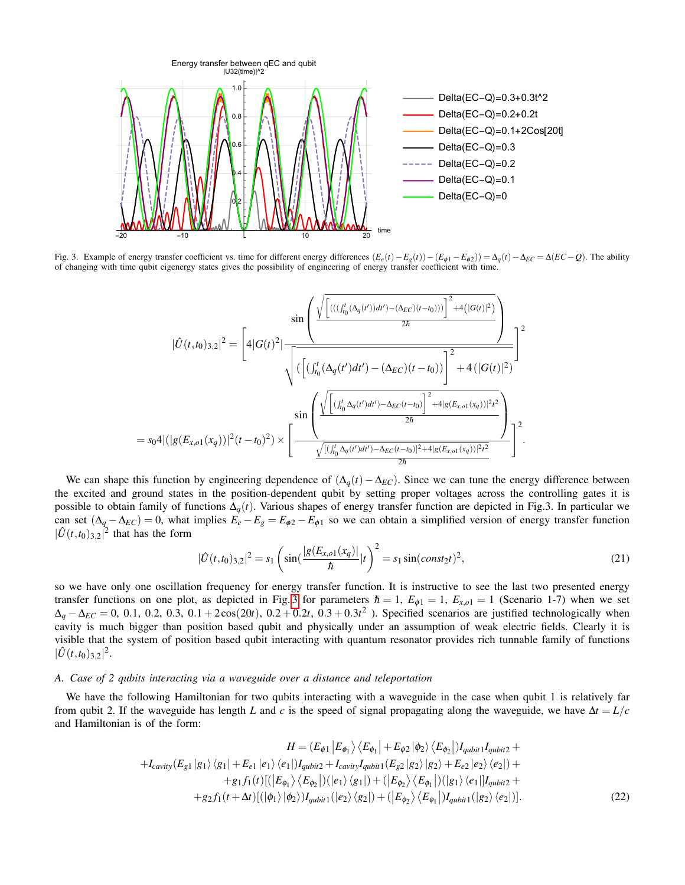Fig. 3. Example of energy transfer coefficient vs. time for different energy differences $(E_e(t)-E_g(t))-(E_{\phi 1}-E_{\phi 2}))=\Delta_q(t)-\Delta_{EC}=\Delta(EC-Q)$. The ability of changing with time qubit eigenergy states gives the possibility of engineering of energy transfer coefficient with time.

$$
|\hat{U}(t,t_0)_{3,2}|^2 = \left[ 4|G(t)^2| \frac{\sin\left(\frac{\sqrt{\left[\left(\left(\left(\int_{t_0}^{t}(\Delta_q(t'))dt'\right)-(\Delta_{EC})(t-t_0)\right)\right)\right]^2+4\left(|G(t)|^2\right)}}{2\hbar}\right)}{\sqrt{\left(\left[\left(\int_{t_0}^{t}(\Delta_q(t')dt')-(\Delta_{EC})(t-t_0)\right)\right]^2+4\left(|G(t)|^2\right)\right)}} \right]^2
$$

$$
= s_0 4|(|g(E_{x,o1}(x_q))|^2(t-t_0)^2) \times \left[ \frac{\sin\left(\frac{\sqrt{\left[\left(\int_{t_0}^{t}\Delta_q(t')dt'-\Delta_{EC}(t-t_0)\right]^2+4|g(E_{x,o1}(x_q))|^2t^2}}{2\hbar}\right)}{\frac{\sqrt{[(\int_{t_0}^{t}\Delta_q(t')dt'-\Delta_{EC}(t-t_0)]^2+4|g(E_{x,o1}(x_q))|^2t^2}}{2\hbar}} \right]^2.
$$

We can shape this function by engineering dependence of $(\Delta_q(t)-\Delta_{EC})$. Since we can tune the energy difference between the excited and ground states in the position-dependent qubit by setting proper voltages across the controlling gates it is possible to obtain family of functions $\Delta_q(t)$. Various shapes of energy transfer function are depicted in Fig.3. In particular we can set $(\Delta_q-\Delta_{EC})=0$, what implies $E_e-E_g=E_{\phi 2}-E_{\phi 1}$ so we can obtain a simplified version of energy transfer function $|\hat{U}(t,t_0)_{3,2}|^2$ that has the form

$$
|\hat{U}(t,t_0)_{3,2}|^2 = s_1\left(\sin\left(\frac{|g(E_{x,o1}(x_q))|}{\hbar}|t\right)^2 = s_1\sin(const_2 t)^2, \tag{21}
$$

so we have only one oscillation frequency for energy transfer function. It is instructive to see the last two presented energy transfer functions on one plot, as depicted in Fig. 3 for parameters $\hbar=1$, $E_{\phi 1}=1$, $E_{x,o1}=1$ (Scenario 1-7) when we set $\Delta_q-\Delta_{EC}=0,\ 0.1,\ 0.2,\ 0.3,\ 0.1+2\cos(20t),\ 0.2+0.2t,\ 0.3+0.3t^2$ ). Specified scenarios are justified technologically when cavity is much bigger than position based qubit and physically under an assumption of weak electric fields. Clearly it is visible that the system of position based qubit interacting with quantum resonator provides rich tunnable family of functions $|\hat{U}(t,t_0)_{3,2}|^2$.

### A. Case of 2 qubits interacting via a waveguide over a distance and teleportation

We have the following Hamiltonian for two qubits interacting with a waveguide in the case when qubit 1 is relatively far from qubit 2. If the waveguide has length $L$ and $c$ is the speed of signal propagating along the waveguide, we have $\Delta t = L/c$ and Hamiltonian is of the form:

$$
\begin{aligned}
H = (E_{\phi 1}\left|E_{\phi_1}\right\rangle\left\langle E_{\phi_1}\right| + E_{\phi 2}\left|\phi_2\right\rangle\left\langle E_{\phi_2}\right|)I_{qubit1}I_{qubit2}+ \\
+I_{cavity}(E_{g1}\left|g_1\right\rangle\left\langle g_1\right| + E_{e1}\left|e_1\right\rangle\left\langle e_1\right|)I_{qubit2} + I_{cavity}I_{qubit1}(E_{g2}\left|g_2\right\rangle\left|g_2\right\rangle + E_{e2}\left|e_2\right\rangle\left\langle e_2\right|)+ \\
+g_1 f_1(t)[(\left|E_{\phi_1}\right\rangle\left\langle E_{\phi_2}\right|)(\left|e_1\right\rangle\left\langle g_1\right|) + (\left|E_{\phi_2}\right\rangle\left\langle E_{\phi_1}\right|)(\left|g_1\right\rangle\left\langle e_1\right|]I_{qubit2}+ \\
+g_2 f_1(t+\Delta t)[(\left|\phi_1\right\rangle\left|\phi_2\right\rangle)I_{qubit1}(\left|e_2\right\rangle\left\langle g_2\right|) + (\left|E_{\phi_2}\right\rangle\left\langle E_{\phi_1}\right|)I_{qubit1}(\left|g_2\right\rangle\left\langle e_2\right|)].
\end{aligned} \tag{22}
$$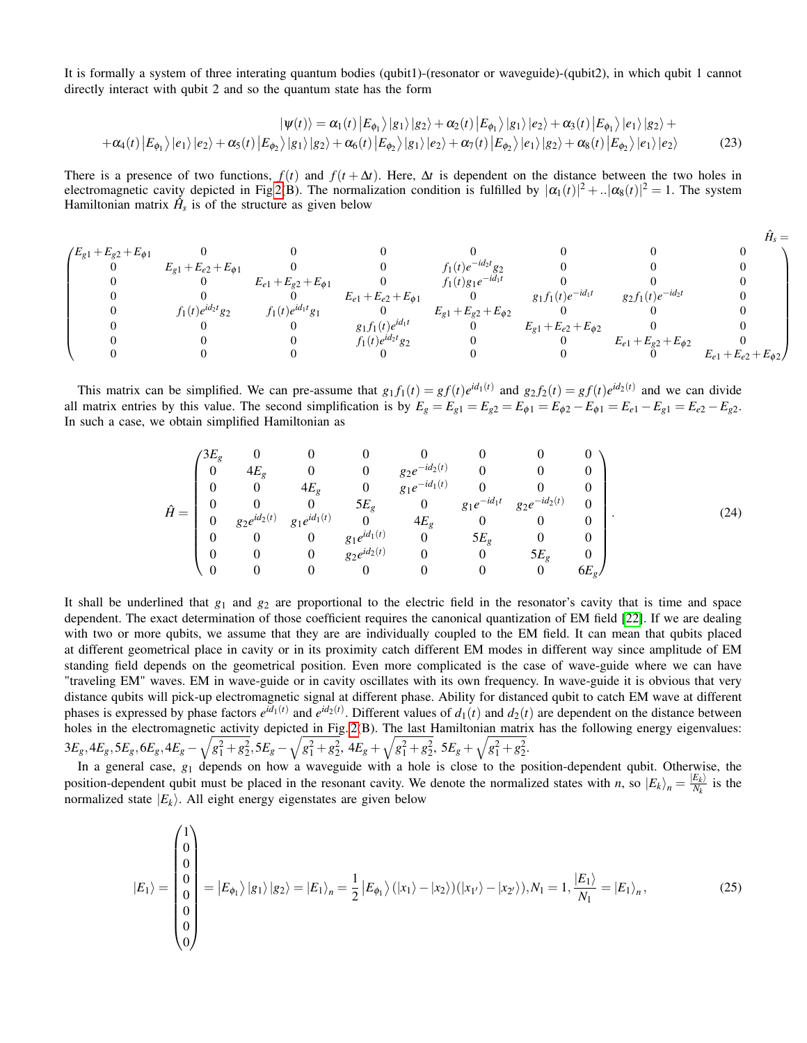It is formally a system of three interating quantum bodies (qubit1)-(resonator or waveguide)-(qubit2), in which qubit 1 cannot directly interact with qubit 2 and so the quantum state has the form

$$
\begin{aligned}
|\psi(t)\rangle = \alpha_1(t)\left|E_{\phi_1}\right\rangle|g_1\rangle|g_2\rangle+\alpha_2(t)\left|E_{\phi_1}\right\rangle|g_1\rangle|e_2\rangle+\alpha_3(t)\left|E_{\phi_1}\right\rangle|e_1\rangle|g_2\rangle+ \\
+\alpha_4(t)\left|E_{\phi_1}\right\rangle|e_1\rangle|e_2\rangle+\alpha_5(t)\left|E_{\phi_2}\right\rangle|g_1\rangle|g_2\rangle+\alpha_6(t)\left|E_{\phi_2}\right\rangle|g_1\rangle|e_2\rangle+\alpha_7(t)\left|E_{\phi_2}\right\rangle|e_1\rangle|g_2\rangle+\alpha_8(t)\left|E_{\phi_2}\right\rangle|e_1\rangle|e_2\rangle
\end{aligned}
\tag{23}
$$

There is a presence of two functions, $f(t)$ and $f(t+\Delta t)$. Here, $\Delta t$ is dependent on the distance between the two holes in electromagnetic cavity depicted in Fig 2(B). The normalization condition is fulfilled by $|\alpha_1(t)|^2+..|\alpha_8(t)|^2=1$. The system Hamiltonian matrix $\hat{H}_s$ is of the structure as given below

$$
\hat{H}_s=
\begin{pmatrix}
E_{g1}+E_{g2}+E_{\phi 1} & 0 & 0 & 0 & 0 & 0 & 0 & 0 \\
0 & E_{g1}+E_{e2}+E_{\phi 1} & 0 & 0 & f_1(t)e^{-id_2t}g_2 & 0 & 0 & 0 \\
0 & 0 & E_{e1}+E_{g2}+E_{\phi 1} & 0 & f_1(t)g_1e^{-id_1t} & 0 & 0 & 0 \\
0 & 0 & 0 & E_{e1}+E_{e2}+E_{\phi 1} & 0 & g_1f_1(t)e^{-id_1t} & g_2f_1(t)e^{-id_2t} & 0 \\
0 & f_1(t)e^{id_2t}g_2 & f_1(t)e^{id_1t}g_1 & 0 & E_{g1}+E_{g2}+E_{\phi 2} & 0 & 0 & 0 \\
0 & 0 & 0 & g_1f_1(t)e^{id_1t} & 0 & E_{g1}+E_{e2}+E_{\phi 2} & 0 & 0 \\
0 & 0 & 0 & f_1(t)e^{id_2t}g_2 & 0 & 0 & E_{e1}+E_{g2}+E_{\phi 2} & 0 \\
0 & 0 & 0 & 0 & 0 & 0 & 0 & E_{e1}+E_{e2}+E_{\phi 2}
\end{pmatrix}
$$

This matrix can be simplified. We can pre-assume that $g_1f_1(t)=gf(t)e^{id_1(t)}$ and $g_2f_2(t)=gf(t)e^{id_2(t)}$ and we can divide all matrix entries by this value. The second simplification is by $E_g=E_{g1}=E_{g2}=E_{\phi 1}=E_{\phi 2}-E_{\phi 1}=E_{e1}-E_{g1}=E_{e2}-E_{g2}$. In such a case, we obtain simplified Hamiltonian as

$$
\hat{H}=
\begin{pmatrix}
3E_g & 0 & 0 & 0 & 0 & 0 & 0 & 0 \\
0 & 4E_g & 0 & 0 & g_2e^{-id_2(t)} & 0 & 0 & 0 \\
0 & 0 & 4E_g & 0 & g_1e^{-id_1(t)} & 0 & 0 & 0 \\
0 & 0 & 0 & 5E_g & 0 & g_1e^{-id_1t} & g_2e^{-id_2(t)} & 0 \\
0 & g_2e^{id_2(t)} & g_1e^{id_1(t)} & 0 & 4E_g & 0 & 0 & 0 \\
0 & 0 & 0 & g_1e^{id_1(t)} & 0 & 5E_g & 0 & 0 \\
0 & 0 & 0 & g_2e^{id_2(t)} & 0 & 0 & 5E_g & 0 \\
0 & 0 & 0 & 0 & 0 & 0 & 0 & 6E_g
\end{pmatrix}.
\tag{24}
$$

It shall be underlined that $g_1$ and $g_2$ are proportional to the electric field in the resonator's cavity that is time and space dependent. The exact determination of those coefficient requires the canonical quantization of EM field [22]. If we are dealing with two or more qubits, we assume that they are are individually coupled to the EM field. It can mean that qubits placed at different geometrical place in cavity or in its proximity catch different EM modes in different way since amplitude of EM standing field depends on the geometrical position. Even more complicated is the case of wave-guide where we can have "traveling EM" waves. EM in wave-guide or in cavity oscillates with its own frequency. In wave-guide it is obvious that very distance qubits will pick-up electromagnetic signal at different phase. Ability for distanced qubit to catch EM wave at different phases is expressed by phase factors $e^{id_1(t)}$ and $e^{id_2(t)}$. Different values of $d_1(t)$ and $d_2(t)$ are dependent on the distance between holes in the electromagnetic activity depicted in Fig. 2(B). The last Hamiltonian matrix has the following energy eigenvalues: $3E_g, 4E_g, 5E_g, 6E_g, 4E_g-\sqrt{g_1^2+g_2^2}, 5E_g-\sqrt{g_1^2+g_2^2}$, $4E_g+\sqrt{g_1^2+g_2^2}$, $5E_g+\sqrt{g_1^2+g_2^2}$.

In a general case, $g_1$ depends on how a waveguide with a hole is close to the position-dependent qubit. Otherwise, the position-dependent qubit must be placed in the resonant cavity. We denote the normalized states with $n$, so $|E_k\rangle_n=\frac{|E_k\rangle}{N_k}$ is the normalized state $|E_k\rangle$. All eight energy eigenstates are given below

$$
|E_1\rangle=\begin{pmatrix}1\\0\\0\\0\\0\\0\\0\\0\end{pmatrix}=\left|E_{\phi_1}\right\rangle|g_1\rangle|g_2\rangle=|E_1\rangle_n=\frac{1}{2}\left|E_{\phi_1}\right\rangle(|x_1\rangle-|x_2\rangle)(|x_{1'}\rangle-|x_{2'}\rangle), N_1=1, \frac{|E_1\rangle}{N_1}=|E_1\rangle_n,
\tag{25}
$$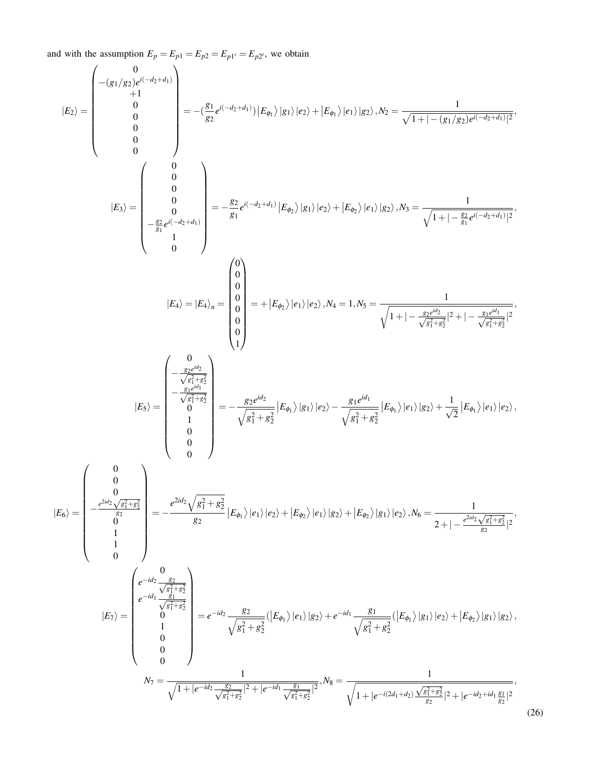and with the assumption $E_p = E_{p1} = E_{p2} = E_{p1'} = E_{p2'}$, we obtain

$$
|E_2\rangle = \begin{pmatrix} 0 \\ -(g_1/g_2)e^{i(-d_2+d_1)} \\ +1 \\ 0 \\ 0 \\ 0 \\ 0 \\ 0 \end{pmatrix} = -(\frac{g_1}{g_2}e^{i(-d_2+d_1)})\left|E_{\phi_1}\right\rangle|g_1\rangle|e_2\rangle + \left|E_{\phi_1}\right\rangle|e_1\rangle|g_2\rangle, N_2 = \frac{1}{\sqrt{1+|-(g_1/g_2)e^{i(-d_2+d_1)}|^2}},
$$

$$
|E_3\rangle = \begin{pmatrix} 0 \\ 0 \\ 0 \\ 0 \\ 0 \\ -\frac{g_2}{g_1}e^{i(-d_2+d_1)} \\ 1 \\ 0 \end{pmatrix} = -\frac{g_2}{g_1}e^{i(-d_2+d_1)}\left|E_{\phi_2}\right\rangle|g_1\rangle|e_2\rangle + \left|E_{\phi_2}\right\rangle|e_1\rangle|g_2\rangle, N_3 = \frac{1}{\sqrt{1+|-\frac{g_2}{g_1}e^{i(-d_2+d_1)}|^2}},
$$

$$
|E_4\rangle = |E_4\rangle_n = \begin{pmatrix} 0 \\ 0 \\ 0 \\ 0 \\ 0 \\ 0 \\ 0 \\ 1 \end{pmatrix} = +\left|E_{\phi_2}\right\rangle|e_1\rangle|e_2\rangle, N_4 = 1, N_5 = \frac{1}{\sqrt{1+|-\frac{g_2 e^{id_2}}{\sqrt{g_1^2+g_2^2}}|^2 + |-\frac{g_1 e^{id_1}}{\sqrt{g_1^2+g_2^2}}|^2}},
$$

$$
|E_5\rangle = \begin{pmatrix} 0 \\ -\frac{g_2 e^{id_2}}{\sqrt{g_1^2+g_2^2}} \\ -\frac{g_1 e^{id_1}}{\sqrt{g_1^2+g_2^2}} \\ 0 \\ 1 \\ 0 \\ 0 \\ 0 \end{pmatrix} = -\frac{g_2 e^{id_2}}{\sqrt{g_1^2+g_2^2}}\left|E_{\phi_1}\right\rangle|g_1\rangle|e_2\rangle - \frac{g_1 e^{id_1}}{\sqrt{g_1^2+g_2^2}}\left|E_{\phi_1}\right\rangle|e_1\rangle|g_2\rangle + \frac{1}{\sqrt{2}}\left|E_{\phi_1}\right\rangle|e_1\rangle|e_2\rangle,
$$

$$
|E_6\rangle = \begin{pmatrix} 0 \\ 0 \\ 0 \\ -\frac{e^{2id_2}\sqrt{g_1^2+g_2^2}}{g_2} \\ 0 \\ 1 \\ 1 \\ 0 \end{pmatrix} = -\frac{e^{2id_2}\sqrt{g_1^2+g_2^2}}{g_2}\left|E_{\phi_1}\right\rangle|e_1\rangle|e_2\rangle + \left|E_{\phi_2}\right\rangle|e_1\rangle|g_2\rangle + \left|E_{\phi_2}\right\rangle|g_1\rangle|e_2\rangle, N_6 = \frac{1}{2+|-\frac{e^{2id_2}\sqrt{g_1^2+g_2^2}}{g_2}|^2},
$$

$$
|E_7\rangle = \begin{pmatrix} 0 \\ e^{-id_2}\frac{g_2}{\sqrt{g_1^2+g_2^2}} \\ e^{-id_1}\frac{g_1}{\sqrt{g_1^2+g_2^2}} \\ 0 \\ 1 \\ 0 \\ 0 \\ 0 \end{pmatrix} = e^{-id_2}\frac{g_2}{\sqrt{g_1^2+g_2^2}}(\left|E_{\phi_1}\right\rangle|e_1\rangle|g_2\rangle + e^{-id_1}\frac{g_1}{\sqrt{g_1^2+g_2^2}}(\left|E_{\phi_1}\right\rangle|g_1\rangle|e_2\rangle + \left|E_{\phi_2}\right\rangle|g_1\rangle|g_2\rangle,
$$

$$
N_7 = \frac{1}{\sqrt{1+|e^{-id_2}\frac{g_2}{\sqrt{g_1^2+g_2^2}}|^2 + |e^{-id_1}\frac{g_1}{\sqrt{g_1^2+g_2^2}}|^2}}, N_8 = \frac{1}{\sqrt{1+|e^{-i(2d_1+d_2)}\frac{\sqrt{g_1^2+g_2^2}}{g_2}|^2 + |e^{-id_2+id_1}\frac{g_1}{g_2}|^2}},
\tag{26}
$$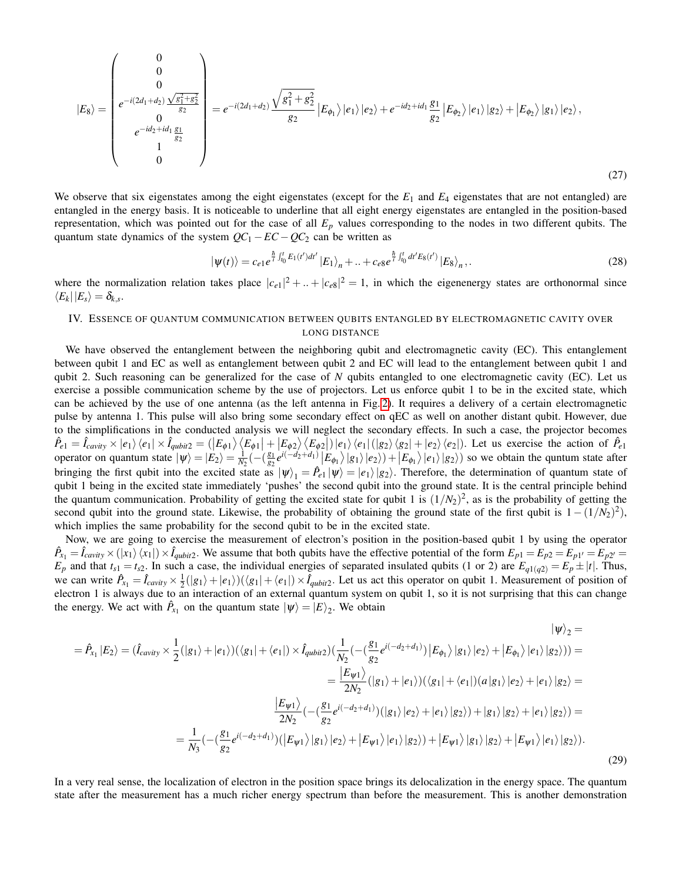$$
|E_8\rangle = \begin{pmatrix} 0 \\ 0 \\ 0 \\ e^{-i(2d_1+d_2)}\frac{\sqrt{g_1^2+g_2^2}}{g_2} \\ 0 \\ e^{-id_2+id_1}\frac{g_1}{g_2} \\ 1 \\ 0 \end{pmatrix} = e^{-i(2d_1+d_2)}\frac{\sqrt{g_1^2+g_2^2}}{g_2}\left|E_{\phi_1}\right\rangle|e_1\rangle|e_2\rangle + e^{-id_2+id_1}\frac{g_1}{g_2}\left|E_{\phi_2}\right\rangle|e_1\rangle|g_2\rangle + \left|E_{\phi_2}\right\rangle|g_1\rangle|e_2\rangle, \tag{27}
$$

We observe that six eigenstates among the eight eigenstates (except for the $E_1$ and $E_4$ eigenstates that are not entangled) are entangled in the energy basis. It is noticeable to underline that all eight energy eigenstates are entangled in the position-based representation, which was pointed out for the case of all $E_p$ values corresponding to the nodes in two different qubits. The quantum state dynamics of the system $QC_1 - EC - QC_2$ can be written as

$$
|\psi(t)\rangle = c_{e1}e^{\frac{\hbar}{i}\int_{t_0}^{t}E_1(t')dt'}|E_1\rangle_n + .. + c_{e8}e^{\frac{\hbar}{i}\int_{t_0}^{t}dt'E_8(t')}|E_8\rangle_n,. \tag{28}
$$

where the normalization relation takes place $|c_{e1}|^2 + .. + |c_{e8}|^2 = 1$, in which the eigenenergy states are orthonormal since $\langle E_k||E_s\rangle = \delta_{k,s}$.

## IV. Essence of quantum communication between qubits entangled by electromagnetic cavity over long distance

We have observed the entanglement between the neighboring qubit and electromagnetic cavity (EC). This entanglement between qubit 1 and EC as well as entanglement between qubit 2 and EC will lead to the entanglement between qubit 1 and qubit 2. Such reasoning can be generalized for the case of $N$ qubits entangled to one electromagnetic cavity (EC). Let us exercise a possible communication scheme by the use of projectors. Let us enforce qubit 1 to be in the excited state, which can be achieved by the use of one antenna (as the left antenna in Fig. 2). It requires a delivery of a certain electromagnetic pulse by antenna 1. This pulse will also bring some secondary effect on qEC as well on another distant qubit. However, due to the simplifications in the conducted analysis we will neglect the secondary effects. In such a case, the projector becomes $\hat{P}_{e1} = \hat{I}_{cavity} \times |e_1\rangle\langle e_1| \times \hat{I}_{qubit2} = (|E_{\phi 1}\rangle\langle E_{\phi 1}| + |E_{\phi 2}\rangle\langle E_{\phi 2}|)|e_1\rangle\langle e_1|(|g_2\rangle\langle g_2| + |e_2\rangle\langle e_2|)$. Let us exercise the action of $\hat{P}_{e1}$ operator on quantum state $|\psi\rangle = |E_2\rangle = \frac{1}{N_2}(-(\frac{g_1}{g_2}e^{i(-d_2+d_1)}|E_{\phi_1}\rangle|g_1\rangle|e_2\rangle) + |E_{\phi_1}\rangle|e_1\rangle|g_2\rangle)$ so we obtain the qunturn state after bringing the first qubit into the excited state as $|\psi\rangle_1 = \hat{P}_{e1}|\psi\rangle = |e_1\rangle|g_2\rangle$. Therefore, the determination of quantum state of qubit 1 being in the excited state immediately 'pushes' the second qubit into the ground state. It is the central principle behind the quantum communication. Probability of getting the excited state for qubit 1 is $(1/N_2)^2$, as is the probability of getting the second qubit into the ground state. Likewise, the probability of obtaining the ground state of the first qubit is $1-(1/N_2)^2)$, which implies the same probability for the second qubit to be in the excited state.

Now, we are going to exercise the measurement of electron's position in the position-based qubit 1 by using the operator $\hat{P}_{x_1} = \hat{I}_{cavity} \times (|x_1\rangle\langle x_1|) \times \hat{I}_{qubit2}$. We assume that both qubits have the effective potential of the form $E_{p1} = E_{p2} = E_{p1'} = E_{p2'} = E_p$ and that $t_{s1} = t_{s2}$. In such a case, the individual energies of separated insulated qubits (1 or 2) are $E_{q1(q2)} = E_p \pm |t|$. Thus, we can write $\hat{P}_{x_1} = \hat{I}_{cavity} \times \frac{1}{2}(|g_1\rangle + |e_1\rangle)(\langle g_1| + \langle e_1|) \times \hat{I}_{qubit2}$. Let us act this operator on qubit 1. Measurement of position of electron 1 is always due to an interaction of an external quantum system on qubit 1, so it is not surprising that this can change the energy. We act with $\hat{P}_{x_1}$ on the quantum state $|\psi\rangle = |E\rangle_2$. We obtain

$$
\begin{aligned}
&|\psi\rangle_2 = \\
&= \hat{P}_{x_1}|E_2\rangle = (\hat{I}_{cavity} \times \frac{1}{2}(|g_1\rangle + |e_1\rangle)(\langle g_1| + \langle e_1|) \times \hat{I}_{qubit2})(\frac{1}{N_2}(-(\frac{g_1}{g_2}e^{i(-d_2+d_1)})|E_{\phi_1}\rangle|g_1\rangle|e_2\rangle + |E_{\phi_1}\rangle|e_1\rangle|g_2\rangle))) = \\
&= \frac{|E_{\psi 1}\rangle}{2N_2}(|g_1\rangle + |e_1\rangle)(\langle g_1| + \langle e_1|)(a|g_1\rangle|e_2\rangle + |e_1\rangle|g_2\rangle) = \\
&\frac{|E_{\psi 1}\rangle}{2N_2}(-(\frac{g_1}{g_2}e^{i(-d_2+d_1)})(|g_1\rangle|e_2\rangle + |e_1\rangle|g_2\rangle) + |g_1\rangle|g_2\rangle + |e_1\rangle|g_2\rangle)) = \\
&= \frac{1}{N_3}(-(\frac{g_1}{g_2}e^{i(-d_2+d_1)})(|E_{\psi 1}\rangle|g_1\rangle|e_2\rangle + |E_{\psi 1}\rangle|e_1\rangle|g_2\rangle) + |E_{\psi 1}\rangle|g_1\rangle|g_2\rangle + |E_{\psi 1}\rangle|e_1\rangle|g_2\rangle).
\end{aligned} \tag{29}
$$

In a very real sense, the localization of electron in the position space brings its delocalization in the energy space. The quantum state after the measurement has a much richer energy spectrum than before the measurement. This is another demonstration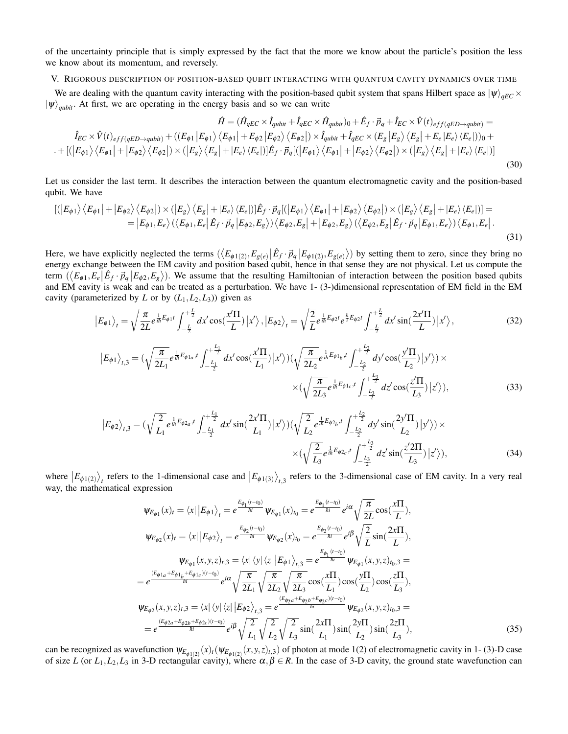of the uncertainty principle that is simply expressed by the fact that the more we know about the particle's position the less we know about its momentum, and reversely.

## V. Rigorous description of position-based qubit interacting with quantum cavity dynamics over time

We are dealing with the quantum cavity interacting with the position-based qubit system that spans Hilbert space as $|\psi\rangle_{qEC} \times |\psi\rangle_{qubit}$. At first, we are operating in the energy basis and so we can write

$$
\begin{aligned}
\hat{H} = (\hat{H}_{qEC} \times \hat{I}_{qubit} + \hat{I}_{qEC} \times \hat{H}_{qubit})_0 + \hat{E}_f \cdot \vec{p}_q + \hat{I}_{EC} \times \hat{V}(t)_{eff(qED \rightarrow qubit)} = \\
\hat{I}_{EC} \times \hat{V}(t)_{eff(qED \rightarrow qubit)} + ((E_{\phi 1} |E_{\phi 1}\rangle \langle E_{\phi 1}| + E_{\phi 2} |E_{\phi 2}\rangle \langle E_{\phi 2}|) \times \hat{I}_{qubit} + \hat{I}_{qEC} \times (E_g |E_g\rangle \langle E_g| + E_e |E_e\rangle \langle E_e|))_0 + \\
. + [(|E_{\phi 1}\rangle \langle E_{\phi 1}| + |E_{\phi 2}\rangle \langle E_{\phi 2}|) \times (|E_g\rangle \langle E_g| + |E_e\rangle \langle E_e|)] \hat{E}_f \cdot \vec{p}_q [(|E_{\phi 1}\rangle \langle E_{\phi 1}| + |E_{\phi 2}\rangle \langle E_{\phi 2}|) \times (|E_g\rangle \langle E_g| + |E_e\rangle \langle E_e|)]
\end{aligned}
\tag{30}
$$

Let us consider the last term. It describes the interaction between the quantum electromagnetic cavity and the position-based qubit. We have

$$
\begin{aligned}
&[(|E_{\phi 1}\rangle \langle E_{\phi 1}| + |E_{\phi 2}\rangle \langle E_{\phi 2}|) \times (|E_g\rangle \langle E_g| + |E_e\rangle \langle E_e|)] \hat{E}_f \cdot \vec{p}_q [(|E_{\phi 1}\rangle \langle E_{\phi 1}| + |E_{\phi 2}\rangle \langle E_{\phi 2}|) \times (|E_g\rangle \langle E_g| + |E_e\rangle \langle E_e|)] = \\
&= |E_{\phi 1}, E_e\rangle (\langle E_{\phi 1}, E_e| \hat{E}_f \cdot \vec{p}_q |E_{\phi 2}, E_g\rangle) \langle E_{\phi 2}, E_g| + |E_{\phi 2}, E_g\rangle (\langle E_{\phi 2}, E_g| \hat{E}_f \cdot \vec{p}_q |E_{\phi 1}, E_e\rangle) \langle E_{\phi 1}, E_e| .
\end{aligned}
\tag{31}
$$

Here, we have explicitly neglected the terms $(\langle E_{\phi 1(2)}, E_{g(e)}| \hat{E}_f \cdot \vec{p}_q |E_{\phi 1(2)}, E_{g(e)}\rangle)$ by setting them to zero, since they bring no energy exchange between the EM cavity and position based qubit, hence in that sense they are not physical. Let us compute the term $(\langle E_{\phi 1}, E_e| \hat{E}_f \cdot \vec{p}_q |E_{\phi 2}, E_g\rangle)$. We assume that the resulting Hamiltonian of interaction between the position based qubits and EM cavity is weak and can be treated as a perturbation. We have 1- (3-)dimensional representation of EM field in the EM cavity (parameterized by $L$ or by $(L_1, L_2, L_3)$) given as

$$
|E_{\phi 1}\rangle_t = \sqrt{\frac{\pi}{2L}} e^{\frac{1}{\hbar i} E_{\phi 1} t} \int_{-\frac{L}{2}}^{+\frac{L}{2}} dx' \cos(\frac{x' \Pi}{L}) |x'\rangle , |E_{\phi 2}\rangle_t = \sqrt{\frac{2}{L}} e^{\frac{1}{\hbar i} E_{\phi 2} t} e^{\frac{\hbar}{i} E_{\phi 2} t} \int_{-\frac{L}{2}}^{+\frac{L}{2}} dx' \sin(\frac{2x' \Pi}{L}) |x'\rangle ,
\tag{32}
$$

$$
\begin{aligned}
|E_{\phi 1}\rangle_{t,3} = (\sqrt{\frac{\pi}{2L_1}} e^{\frac{1}{\hbar i} E_{\phi 1_a}, t} \int_{-\frac{L_1}{2}}^{+\frac{L_1}{2}} dx' \cos(\frac{x' \Pi}{L_1}) |x'\rangle)(\sqrt{\frac{\pi}{2L_2}} e^{\frac{1}{\hbar i} E_{\phi 1_b}, t} \int_{-\frac{L_2}{2}}^{+\frac{L_2}{2}} dy' \cos(\frac{y' \Pi}{L_2}) |y'\rangle) \times \\
\times (\sqrt{\frac{\pi}{2L_3}} e^{\frac{1}{\hbar i} E_{\phi 1_c}, t} \int_{-\frac{L_3}{2}}^{+\frac{L_3}{2}} dz' \cos(\frac{z' \Pi}{L_3}) |z'\rangle),
\end{aligned}
\tag{33}
$$

$$
\begin{aligned}
|E_{\phi 2}\rangle_{t,3} = (\sqrt{\frac{2}{L_1}} e^{\frac{1}{\hbar i} E_{\phi 2_a}, t} \int_{-\frac{L_1}{2}}^{+\frac{L_1}{2}} dx' \sin(\frac{2x' \Pi}{L_1}) |x'\rangle)(\sqrt{\frac{2}{L_2}} e^{\frac{1}{\hbar i} E_{\phi 2_b}, t} \int_{-\frac{L_2}{2}}^{+\frac{L_2}{2}} dy' \sin(\frac{2y' \Pi}{L_2}) |y'\rangle) \times \\
\times (\sqrt{\frac{2}{L_3}} e^{\frac{1}{\hbar i} E_{\phi 2_c}, t} \int_{-\frac{L_3}{2}}^{+\frac{L_3}{2}} dz' \sin(\frac{z' 2\Pi}{L_3}) |z'\rangle),
\end{aligned}
\tag{34}
$$

where $|E_{\phi 1(2)}\rangle_t$ refers to the 1-dimensional case and $|E_{\phi 1(3)}\rangle_{t,3}$ refers to the 3-dimensional case of EM cavity. In a very real way, the mathematical expression

$$
\begin{aligned}
\psi_{E_{\phi 1}}(x)_t = \langle x| |E_{\phi 1}\rangle_t = e^{\frac{E_{\phi_1}(t-t_0)}{\hbar i}} \psi_{E_{\phi 1}}(x)_{t_0} = e^{\frac{E_{\phi_1}(t-t_0)}{\hbar i}} e^{i\alpha} \sqrt{\frac{\pi}{2L}} \cos(\frac{x \Pi}{L}), \\
\psi_{E_{\phi 2}}(x)_t = \langle x| |E_{\phi 2}\rangle_t = e^{\frac{E_{\phi_2}(t-t_0)}{\hbar i}} \psi_{E_{\phi 2}}(x)_{t_0} = e^{\frac{E_{\phi_2}(t-t_0)}{\hbar i}} e^{i\beta} \sqrt{\frac{2}{L}} \sin(\frac{2x \Pi}{L}), \\
\psi_{E_{\phi 1}}(x,y,z)_{t,3} = \langle x| \langle y| \langle z| |E_{\phi 1}\rangle_{t,3} = e^{\frac{E_{\phi_1}(t-t_0)}{\hbar i}} \psi_{E_{\phi 1}}(x,y,z)_{t_0,3} = \\
= e^{\frac{(E_{\phi 1a} + E_{\phi 1_b} + E_{\phi 1c})(t-t_0)}{\hbar i}} e^{i\alpha} \sqrt{\frac{\pi}{2L_1}} \sqrt{\frac{\pi}{2L_2}} \sqrt{\frac{\pi}{2L_3}} \cos(\frac{x \Pi}{L_1}) \cos(\frac{y \Pi}{L_2}) \cos(\frac{z \Pi}{L_3}), \\
\psi_{E_{\phi 2}}(x,y,z)_{t,3} = \langle x| \langle y| \langle z| |E_{\phi 2}\rangle_{t,3} = e^{\frac{(E_{\phi_2 a} + E_{\phi_2 b} + E_{\phi_2 c})(t-t_0)}{\hbar i}} \psi_{E_{\phi 2}}(x,y,z)_{t_0,3} = \\
= e^{\frac{(E_{\phi 2a} + E_{\phi 2b} + E_{\phi 2c})(t-t_0)}{\hbar i}} e^{i\beta} \sqrt{\frac{2}{L_1}} \sqrt{\frac{2}{L_2}} \sqrt{\frac{2}{L_3}} \sin(\frac{2x \Pi}{L_1}) \sin(\frac{2y \Pi}{L_2}) \sin(\frac{2z \Pi}{L_3}),
\end{aligned}
\tag{35}
$$

can be recognized as wavefunction $\psi_{E_{\phi 1(2)}}(x)_t (\psi_{E_{\phi 1(2)}}(x,y,z)_{t,3})$ of photon at mode 1(2) of electromagnetic cavity in 1- (3)-D case of size $L$ (or $L_1, L_2, L_3$ in 3-D rectangular cavity), where $\alpha, \beta \in R$. In the case of 3-D cavity, the ground state wavefunction can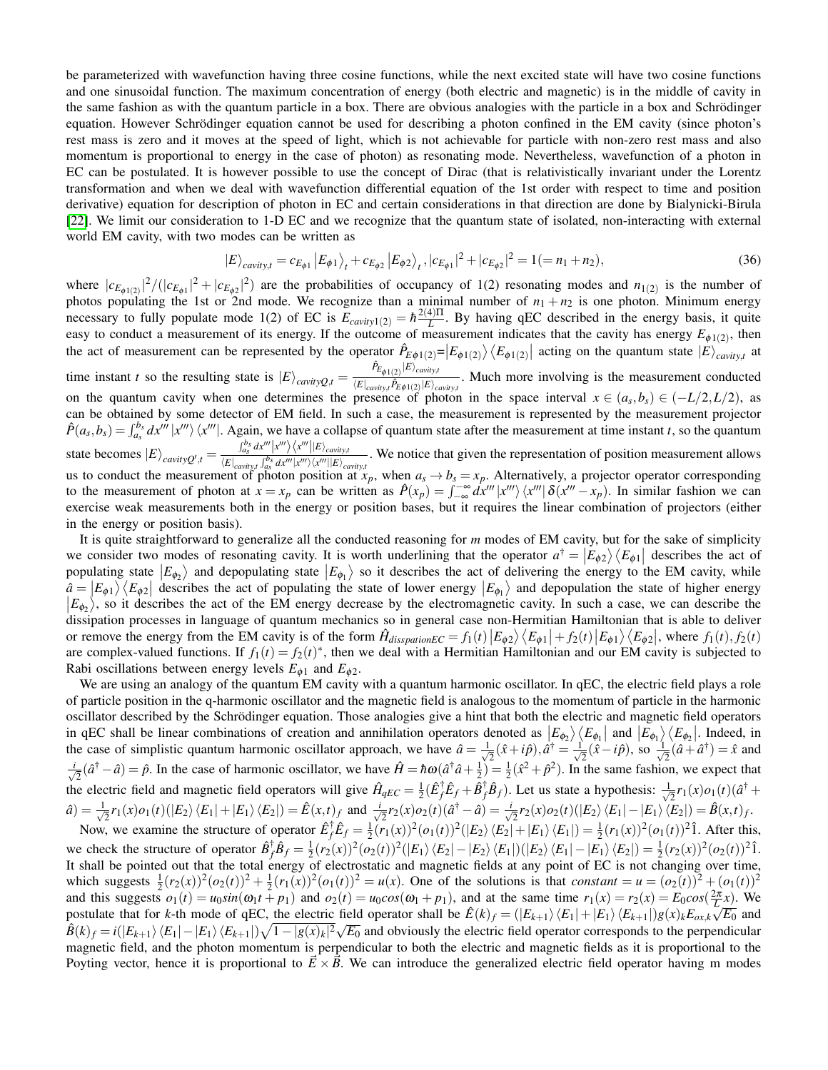be parameterized with wavefunction having three cosine functions, while the next excited state will have two cosine functions and one sinusoidal function. The maximum concentration of energy (both electric and magnetic) is in the middle of cavity in the same fashion as with the quantum particle in a box. There are obvious analogies with the particle in a box and Schrödinger equation. However Schrödinger equation cannot be used for describing a photon confined in the EM cavity (since photon's rest mass is zero and it moves at the speed of light, which is not achievable for particle with non-zero rest mass and also momentum is proportional to energy in the case of photon) as resonating mode. Nevertheless, wavefunction of a photon in EC can be postulated. It is however possible to use the concept of Dirac (that is relativistically invariant under the Lorentz transformation and when we deal with wavefunction differential equation of the 1st order with respect to time and position derivative) equation for description of photon in EC and certain considerations in that direction are done by Bialynicki-Birula [22]. We limit our consideration to 1-D EC and we recognize that the quantum state of isolated, non-interacting with external world EM cavity, with two modes can be written as

$$|E\rangle_{cavity,t} = c_{E_{\phi 1}} \left|E_{\phi 1}\right\rangle_t + c_{E_{\phi 2}} \left|E_{\phi 2}\right\rangle_t, |c_{E_{\phi 1}}|^2 + |c_{E_{\phi 2}}|^2 = 1 (= n_1 + n_2), \tag{36}$$

where $|c_{E_{\phi 1(2)}}|^2/(|c_{E_{\phi 1}}|^2 + |c_{E_{\phi 2}}|^2)$ are the probabilities of occupancy of 1(2) resonating modes and $n_{1(2)}$ is the number of photos populating the 1st or 2nd mode. We recognize than a minimal number of $n_1+n_2$ is one photon. Minimum energy necessary to fully populate mode 1(2) of EC is $E_{cavity1(2)} = \hbar\frac{2(4)\Pi}{L}$. By having qEC described in the energy basis, it quite easy to conduct a measurement of its energy. If the outcome of measurement indicates that the cavity has energy $E_{\phi 1(2)}$, then the act of measurement can be represented by the operator $\hat{P}_{E\phi 1(2)} = \left|E_{\phi 1(2)}\right\rangle \left\langle E_{\phi 1(2)}\right|$ acting on the quantum state $|E\rangle_{cavity,t}$ at time instant $t$ so the resulting state is $|E\rangle_{cavityQ,t} = \frac{\hat{P}_{E_{\phi 1(2)}}|E\rangle_{cavity,t}}{\langle E|_{cavity,t}\hat{P}_{E\phi 1(2)}|E\rangle_{cavity,t}}$. Much more involving is the measurement conducted on the quantum cavity when one determines the presence of photon in the space interval $x \in (a_s, b_s) \in (-L/2, L/2)$, as can be obtained by some detector of EM field. In such a case, the measurement is represented by the measurement projector $\hat{P}(a_s, b_s) = \int_{a_s}^{b_s} dx''' \left|x'''\right\rangle \left\langle x'''\right|$. Again, we have a collapse of quantum state after the measurement at time instant $t$, so the quantum state becomes $|E\rangle_{cavityQ',t} = \frac{\int_{a_s}^{b_s} dx''' |x'''\rangle \langle x'''||E\rangle_{cavity,t}}{\langle E|_{cavity,t}\int_{a_s}^{b_s} dx''' |x'''\rangle\langle x'''||E\rangle_{cavity,t}}$. We notice that given the representation of position measurement allows us to conduct the measurement of photon position at $x_p$, when $a_s \to b_s = x_p$. Alternatively, a projector operator corresponding to the measurement of photon at $x = x_p$ can be written as $\hat{P}(x_p) = \int_{-\infty}^{-\infty} dx''' |x'''\rangle \langle x'''| \delta(x''' - x_p)$. In similar fashion we can exercise weak measurements both in the energy or position bases, but it requires the linear combination of projectors (either in the energy or position basis).

It is quite straightforward to generalize all the conducted reasoning for $m$ modes of EM cavity, but for the sake of simplicity we consider two modes of resonating cavity. It is worth underlining that the operator $a^\dagger = \left|E_{\phi 2}\right\rangle \left\langle E_{\phi 1}\right|$ describes the act of populating state $\left|E_{\phi_2}\right\rangle$ and depopulating state $\left|E_{\phi_1}\right\rangle$ so it describes the act of delivering the energy to the EM cavity, while $\hat{a} = \left|E_{\phi 1}\right\rangle \left\langle E_{\phi 2}\right|$ describes the act of populating the state of lower energy $\left|E_{\phi_1}\right\rangle$ and depopulation the state of higher energy $\left|E_{\phi_2}\right\rangle$, so it describes the act of the EM energy decrease by the electromagnetic cavity. In such a case, we can describe the dissipation processes in language of quantum mechanics so in general case non-Hermitian Hamiltonian that is able to deliver or remove the energy from the EM cavity is of the form $\hat{H}_{disspationEC} = f_1(t) \left|E_{\phi 2}\right\rangle \left\langle E_{\phi 1}\right| + f_2(t) \left|E_{\phi 1}\right\rangle \left\langle E_{\phi 2}\right|$, where $f_1(t), f_2(t)$ are complex-valued functions. If $f_1(t) = f_2(t)^*$, then we deal with a Hermitian Hamiltonian and our EM cavity is subjected to Rabi oscillations between energy levels $E_{\phi 1}$ and $E_{\phi 2}$.

We are using an analogy of the quantum EM cavity with a quantum harmonic oscillator. In qEC, the electric field plays a role of particle position in the q-harmonic oscillator and the magnetic field is analogous to the momentum of particle in the harmonic oscillator described by the Schrödinger equation. Those analogies give a hint that both the electric and magnetic field operators in qEC shall be linear combinations of creation and annihilation operators denoted as $\left|E_{\phi_2}\right\rangle \left\langle E_{\phi_1}\right|$ and $\left|E_{\phi_1}\right\rangle \left\langle E_{\phi_2}\right|$. Indeed, in the case of simplistic quantum harmonic oscillator approach, we have $\hat{a} = \frac{1}{\sqrt{2}}(\hat{x} + i\hat{p}), \hat{a}^\dagger = \frac{1}{\sqrt{2}}(\hat{x} - i\hat{p})$, so $\frac{1}{\sqrt{2}}(\hat{a} + \hat{a}^\dagger) = \hat{x}$ and $\frac{i}{\sqrt{2}}(\hat{a}^\dagger - \hat{a}) = \hat{p}$. In the case of harmonic oscillator, we have $\hat{H} = \hbar\omega(\hat{a}^\dagger\hat{a} + \frac{1}{2}) = \frac{1}{2}(\hat{x}^2 + \hat{p}^2)$. In the same fashion, we expect that the electric field and magnetic field operators will give $\hat{H}_{qEC} = \frac{1}{2}(\hat{E}_f^\dagger\hat{E}_f + \hat{B}_f^\dagger\hat{B}_f)$. Let us state a hypothesis: $\frac{1}{\sqrt{2}}r_1(x)o_1(t)(\hat{a}^\dagger + \hat{a}) = \frac{1}{\sqrt{2}}r_1(x)o_1(t)(|E_2\rangle\langle E_1| + |E_1\rangle\langle E_2|) = \hat{E}(x,t)_f$ and $\frac{i}{\sqrt{2}}r_2(x)o_2(t)(\hat{a}^\dagger - \hat{a}) = \frac{i}{\sqrt{2}}r_2(x)o_2(t)(|E_2\rangle\langle E_1| - |E_1\rangle\langle E_2|) = \hat{B}(x,t)_f$.

Now, we examine the structure of operator $\hat{E}_f^\dagger\hat{E}_f = \frac{1}{2}(r_1(x))^2(o_1(t))^2(|E_2\rangle\langle E_2| + |E_1\rangle\langle E_1|) = \frac{1}{2}(r_1(x))^2(o_1(t))^2\hat{1}$. After this, we check the structure of operator $\hat{B}_f^\dagger\hat{B}_f = \frac{1}{2}(r_2(x))^2(o_2(t))^2(|E_1\rangle\langle E_2| - |E_2\rangle\langle E_1|)(|E_2\rangle\langle E_1| - |E_1\rangle\langle E_2|) = \hat{B}(x,t)_f = \frac{1}{2}(r_2(x))^2(o_2(t))^2\hat{1}$. It shall be pointed out that the total energy of electrostatic and magnetic fields at any point of EC is not changing over time, which suggests $\frac{1}{2}(r_2(x))^2(o_2(t))^2 + \frac{1}{2}(r_1(x))^2(o_1(t))^2 = u(x)$. One of the solutions is that $constant = u = (o_2(t))^2 + (o_1(t))^2$ and this suggests $o_1(t) = u_0 sin(\omega_1 t + p_1)$ and $o_2(t) = u_0 cos(\omega_1 + p_1)$, and at the same time $r_1(x) = r_2(x) = E_0 cos(\frac{2\pi}{L}x)$. We postulate that for $k$-th mode of qEC, the electric field operator shall be $\hat{E}(k)_f = (|E_{k+1}\rangle\langle E_1| + |E_1\rangle\langle E_{k+1}|)g(x)_k E_{ox,k}\sqrt{E_0}$ and $\hat{B}(k)_f = i(|E_{k+1}\rangle\langle E_1| - |E_1\rangle\langle E_{k+1}|)\sqrt{1 - |g(x)_k|^2}\sqrt{E_0}$ and obviously the electric field operator corresponds to the perpendicular magnetic field, and the photon momentum is perpendicular to both the electric and magnetic fields as it is proportional to the Poyting vector, hence it is proportional to $\vec{E} \times \vec{B}$. We can introduce the generalized electric field operator having m modes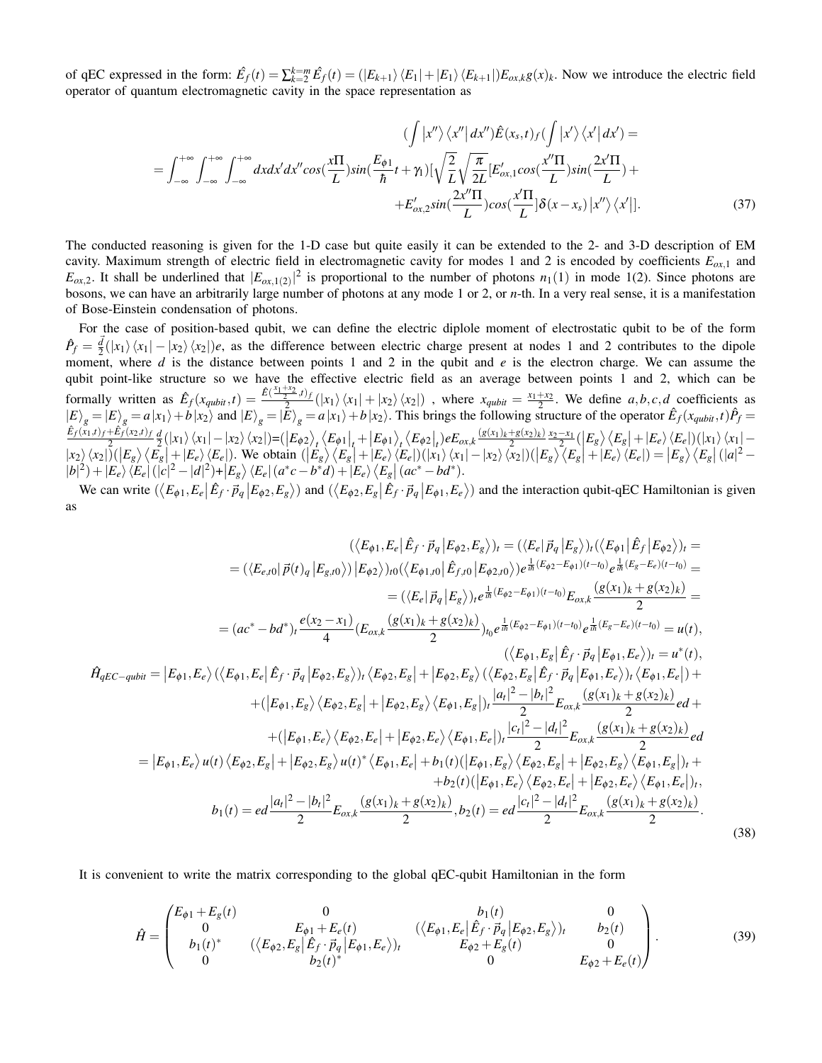of qEC expressed in the form: $\hat{E_f}(t) = \sum_{k=2}^{k=m} \hat{E_f}(t) = (|E_{k+1}\rangle\langle E_1| + |E_1\rangle\langle E_{k+1}|)E_{ox,k}g(x)_k$. Now we introduce the electric field operator of quantum electromagnetic cavity in the space representation as

$$
\begin{aligned}
&(\int |x''\rangle\langle x''| dx'')\hat{E}(x_s,t)_f(\int |x'\rangle\langle x'| dx') = \\
&= \int_{-\infty}^{+\infty}\int_{-\infty}^{+\infty}\int_{-\infty}^{+\infty} dx dx' dx'' cos(\frac{x\Pi}{L}) sin(\frac{E_{\phi 1}}{\hbar}t+\gamma_1)[\sqrt{\frac{2}{L}}\sqrt{\frac{\pi}{2L}}[E'_{ox,1}cos(\frac{x''\Pi}{L})sin(\frac{2x'\Pi}{L}) + \\
&+E'_{ox,2}sin(\frac{2x''\Pi}{L})cos(\frac{x'\Pi}{L}]\delta(x-x_s)|x''\rangle\langle x'|]. \qquad (37)
\end{aligned}
$$

The conducted reasoning is given for the 1-D case but quite easily it can be extended to the 2- and 3-D description of EM cavity. Maximum strength of electric field in electromagnetic cavity for modes 1 and 2 is encoded by coefficients $E_{ox,1}$ and $E_{ox,2}$. It shall be underlined that $|E_{ox,1(2)}|^2$ is proportional to the number of photons $n_1(1)$ in mode 1(2). Since photons are bosons, we can have an arbitrarily large number of photons at any mode 1 or 2, or $n$-th. In a very real sense, it is a manifestation of Bose-Einstein condensation of photons.

For the case of position-based qubit, we can define the electric diplole moment of electrostatic qubit to be of the form $\hat{P}_f = \frac{\vec{d}}{2}(|x_1\rangle\langle x_1| - |x_2\rangle\langle x_2|)e$, as the difference between electric charge present at nodes 1 and 2 contributes to the dipole moment, where $d$ is the distance between points 1 and 2 in the qubit and $e$ is the electron charge. We can assume the qubit point-like structure so we have the effective electric field as an average between points 1 and 2, which can be formally written as $\hat{E}_f(x_{qubit},t) = \frac{\hat{E}(\frac{x_1+x_2}{2},t)_f}{2}(|x_1\rangle\langle x_1| + |x_2\rangle\langle x_2|)$ , where $x_{qubit} = \frac{x_1+x_2}{2}$. We define $a,b,c,d$ coefficients as $|E\rangle_g = |E\rangle_g = a|x_1\rangle + b|x_2\rangle$ and $|E\rangle_g = |\bar{E}\rangle_g = a|x_1\rangle + b|x_2\rangle$. This brings the following structure of the operator $\hat{E}_f(x_{qubit},t)\hat{P}_f = \frac{\hat{E}_f(x_1,t)_f + \hat{E}_f(x_2,t)_f}{2}\frac{d}{2}(|x_1\rangle\langle x_1| - |x_2\rangle\langle x_2|)$=$(|E_{\phi 2}\rangle_t\langle E_{\phi 1}|_t + |E_{\phi 1}\rangle_t\langle E_{\phi 2}|_t)eE_{ox,k}\frac{(g(x_1)_k+g(x_2)_k)}{2}\frac{x_2-x_1}{2}(|E_g\rangle\langle E_g| + |E_e\rangle\langle E_e|)(|x_1\rangle\langle x_1| - |x_2\rangle\langle x_2|)(|E_g\rangle\langle E_g| + |E_e\rangle\langle E_e|)$. We obtain $(|E_g\rangle\langle E_g| + |E_e\rangle\langle E_e|)(|x_1\rangle\langle x_1| - |x_2\rangle\langle x_2|)(|E_g\rangle\langle E_g| + |E_e\rangle\langle E_e|) = |E_g\rangle\langle E_g|(|a|^2 - |b|^2) + |E_e\rangle\langle E_e|(|c|^2 - |d|^2)$+$|E_g\rangle\langle E_e|(a^*c - b^*d) + |E_e\rangle\langle E_g|(ac^* - bd^*)$.

We can write $(\langle E_{\phi 1}, E_e|\hat{E}_f\cdot\vec{p}_q|E_{\phi 2}, E_g\rangle)$ and $(\langle E_{\phi 2}, E_g|\hat{E}_f\cdot\vec{p}_q|E_{\phi 1}, E_e\rangle)$ and the interaction qubit-qEC Hamiltonian is given as

$$
\begin{aligned}
&(\langle E_{\phi 1}, E_e|\hat{E}_f\cdot\vec{p}_q|E_{\phi 2}, E_g\rangle)_t = (\langle E_e|\vec{p}_q|E_g\rangle)_t(\langle E_{\phi 1}|\hat{E}_f|E_{\phi 2}\rangle)_t = \\
&= (\langle E_{e,t0}|\vec{p}(t)_q|E_{g,t0}\rangle)|E_{\phi 2}\rangle)_{t0}(\langle E_{\phi 1,t0}|\hat{E}_{f,t0}|E_{\phi 2,t0}\rangle)e^{\frac{1}{i\hbar}(E_{\phi 2}-E_{\phi 1})(t-t_0)}e^{\frac{1}{i\hbar}(E_g-E_e)(t-t_0)} = \\
&= (\langle E_e|\vec{p}_q|E_g\rangle)_t e^{\frac{1}{i\hbar}(E_{\phi 2}-E_{\phi 1})(t-t_0)}E_{ox,k}\frac{(g(x_1)_k+g(x_2)_k)}{2} = \\
&= (ac^* - bd^*)_t\frac{e(x_2-x_1)}{4}(E_{ox,k}\frac{(g(x_1)_k+g(x_2)_k)}{2})_{t_0}e^{\frac{1}{i\hbar}(E_{\phi 2}-E_{\phi 1})(t-t_0)}e^{\frac{1}{i\hbar}(E_g-E_e)(t-t_0)} = u(t), \\
&(\langle E_{\phi 1}, E_g|\hat{E}_f\cdot\vec{p}_q|E_{\phi 1}, E_e\rangle)_t = u^*(t), \\
&\hat{H}_{qEC-qubit} = |E_{\phi 1}, E_e\rangle(\langle E_{\phi 1}, E_e|\hat{E}_f\cdot\vec{p}_q|E_{\phi 2}, E_g\rangle)_t\langle E_{\phi 2}, E_g| + |E_{\phi 2}, E_g\rangle(\langle E_{\phi 2}, E_g|\hat{E}_f\cdot\vec{p}_q|E_{\phi 1}, E_e\rangle)_t\langle E_{\phi 1}, E_e|) + \\
&+(|E_{\phi 1}, E_g\rangle\langle E_{\phi 2}, E_g| + |E_{\phi 2}, E_g\rangle\langle E_{\phi 1}, E_g|)_t\frac{|a_t|^2-|b_t|^2}{2}E_{ox,k}\frac{(g(x_1)_k+g(x_2)_k)}{2}ed + \\
&+(|E_{\phi 1}, E_e\rangle\langle E_{\phi 2}, E_e| + |E_{\phi 2}, E_e\rangle\langle E_{\phi 1}, E_e|)_t\frac{|c_t|^2-|d_t|^2}{2}E_{ox,k}\frac{(g(x_1)_k+g(x_2)_k)}{2}ed \\
&= |E_{\phi 1}, E_e\rangle u(t)\langle E_{\phi 2}, E_g| + |E_{\phi 2}, E_g\rangle u(t)^*\langle E_{\phi 1}, E_e| + b_1(t)(|E_{\phi 1}, E_g\rangle\langle E_{\phi 2}, E_g| + |E_{\phi 2}, E_g\rangle\langle E_{\phi 1}, E_g|)_t + \\
&+b_2(t)(|E_{\phi 1}, E_e\rangle\langle E_{\phi 2}, E_e| + |E_{\phi 2}, E_e\rangle\langle E_{\phi 1}, E_e|)_t, \\
&b_1(t) = ed\frac{|a_t|^2-|b_t|^2}{2}E_{ox,k}\frac{(g(x_1)_k+g(x_2)_k)}{2}, b_2(t) = ed\frac{|c_t|^2-|d_t|^2}{2}E_{ox,k}\frac{(g(x_1)_k+g(x_2)_k)}{2}. \qquad (38)
\end{aligned}
$$

It is convenient to write the matrix corresponding to the global qEC-qubit Hamiltonian in the form

$$
\hat{H} = \begin{pmatrix}
E_{\phi 1} + E_g(t) & 0 & b_1(t) & 0 \\
0 & E_{\phi 1} + E_e(t) & (\langle E_{\phi 1}, E_e|\hat{E}_f\cdot\vec{p}_q|E_{\phi 2}, E_g\rangle)_t & b_2(t) \\
b_1(t)^* & (\langle E_{\phi 2}, E_g|\hat{E}_f\cdot\vec{p}_q|E_{\phi 1}, E_e\rangle)_t & E_{\phi 2} + E_g(t) & 0 \\
0 & b_2(t)^* & 0 & E_{\phi 2} + E_e(t)
\end{pmatrix}. \qquad (39)
$$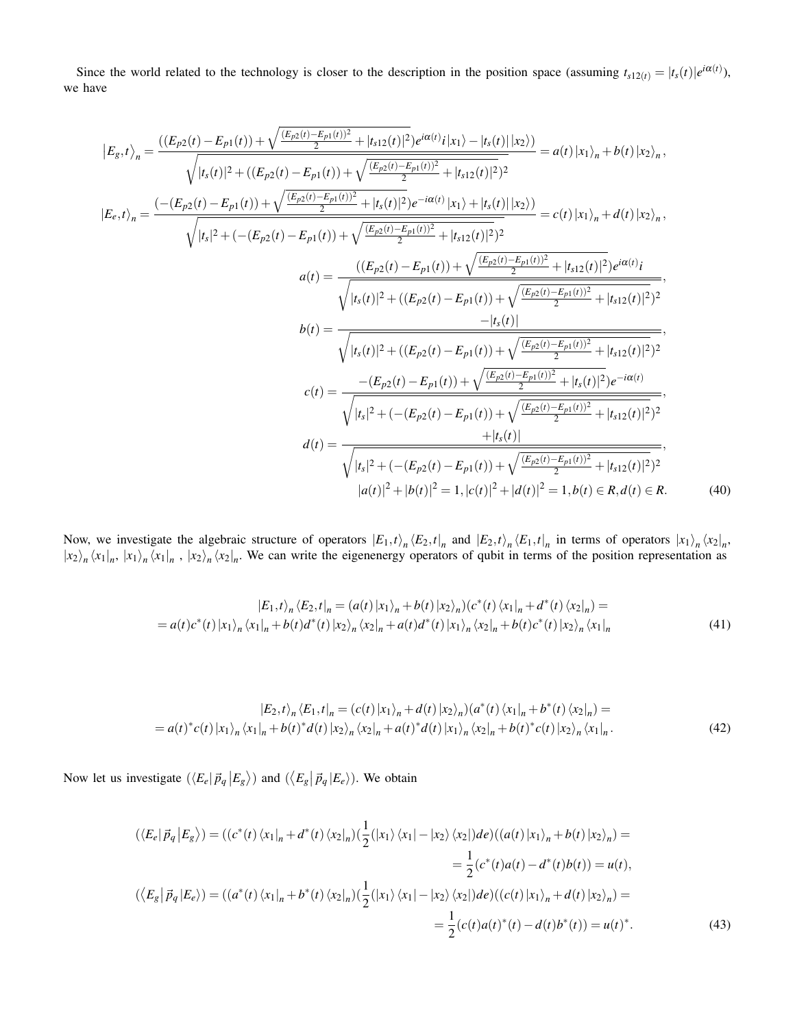Since the world related to the technology is closer to the description in the position space (assuming $t_{s12(t)} = |t_s(t)|e^{i\alpha(t)}$), we have

$$
\begin{aligned}
\left|E_g,t\right\rangle_n &= \frac{((E_{p2}(t)-E_{p1}(t))+\sqrt{\frac{(E_{p2}(t)-E_{p1}(t))^2}{2}+|t_{s12}(t)|^2})e^{i\alpha(t)}i\left|x_1\right\rangle - |t_s(t)|\left|x_2\right\rangle)}{\sqrt{|t_s(t)|^2+((E_{p2}(t)-E_{p1}(t))+\sqrt{\frac{(E_{p2}(t)-E_{p1}(t))^2}{2}+|t_{s12}(t)|^2})^2}} = a(t)\left|x_1\right\rangle_n + b(t)\left|x_2\right\rangle_n, \\
\left|E_e,t\right\rangle_n &= \frac{(-(E_{p2}(t)-E_{p1}(t))+\sqrt{\frac{(E_{p2}(t)-E_{p1}(t))^2}{2}+|t_s(t)|^2})e^{-i\alpha(t)}\left|x_1\right\rangle + |t_s(t)|\left|x_2\right\rangle)}{\sqrt{|t_s|^2+(-(E_{p2}(t)-E_{p1}(t))+\sqrt{\frac{(E_{p2}(t)-E_{p1}(t))^2}{2}+|t_{s12}(t)|^2})^2}} = c(t)\left|x_1\right\rangle_n + d(t)\left|x_2\right\rangle_n, \\
a(t) &= \frac{((E_{p2}(t)-E_{p1}(t))+\sqrt{\frac{(E_{p2}(t)-E_{p1}(t))^2}{2}+|t_{s12}(t)|^2})e^{i\alpha(t)}i}{\sqrt{|t_s(t)|^2+((E_{p2}(t)-E_{p1}(t))+\sqrt{\frac{(E_{p2}(t)-E_{p1}(t))^2}{2}+|t_{s12}(t)|^2})^2}}, \\
b(t) &= \frac{-|t_s(t)|}{\sqrt{|t_s(t)|^2+((E_{p2}(t)-E_{p1}(t))+\sqrt{\frac{(E_{p2}(t)-E_{p1}(t))^2}{2}+|t_{s12}(t)|^2})^2}}, \\
c(t) &= \frac{-(E_{p2}(t)-E_{p1}(t))+\sqrt{\frac{(E_{p2}(t)-E_{p1}(t))^2}{2}+|t_s(t)|^2})e^{-i\alpha(t)}}{\sqrt{|t_s|^2+(-(E_{p2}(t)-E_{p1}(t))+\sqrt{\frac{(E_{p2}(t)-E_{p1}(t))^2}{2}+|t_{s12}(t)|^2})^2}}, \\
d(t) &= \frac{+|t_s(t)|}{\sqrt{|t_s|^2+(-(E_{p2}(t)-E_{p1}(t))+\sqrt{\frac{(E_{p2}(t)-E_{p1}(t))^2}{2}+|t_{s12}(t)|^2})^2}}, \\
& |a(t)|^2+|b(t)|^2=1, |c(t)|^2+|d(t)|^2=1, b(t)\in R, d(t)\in R. 
\end{aligned}
\tag{40}
$$

Now, we investigate the algebraic structure of operators $\left|E_1,t\right\rangle_n \left\langle E_2,t\right|_n$ and $\left|E_2,t\right\rangle_n \left\langle E_1,t\right|_n$ in terms of operators $\left|x_1\right\rangle_n \left\langle x_2\right|_n$, $\left|x_2\right\rangle_n \left\langle x_1\right|_n$, $\left|x_1\right\rangle_n \left\langle x_1\right|_n$ , $\left|x_2\right\rangle_n \left\langle x_2\right|_n$. We can write the eigenenergy operators of qubit in terms of the position representation as

$$
\begin{aligned}
&\left|E_1,t\right\rangle_n \left\langle E_2,t\right|_n = (a(t)\left|x_1\right\rangle_n + b(t)\left|x_2\right\rangle_n)(c^*(t)\left\langle x_1\right|_n + d^*(t)\left\langle x_2\right|_n) = \\
&= a(t)c^*(t)\left|x_1\right\rangle_n\left\langle x_1\right|_n + b(t)d^*(t)\left|x_2\right\rangle_n\left\langle x_2\right|_n + a(t)d^*(t)\left|x_1\right\rangle_n\left\langle x_2\right|_n + b(t)c^*(t)\left|x_2\right\rangle_n\left\langle x_1\right|_n
\end{aligned}
\tag{41}
$$

$$
\begin{aligned}
&\left|E_2,t\right\rangle_n \left\langle E_1,t\right|_n = (c(t)\left|x_1\right\rangle_n + d(t)\left|x_2\right\rangle_n)(a^*(t)\left\langle x_1\right|_n + b^*(t)\left\langle x_2\right|_n) = \\
&= a(t)^*c(t)\left|x_1\right\rangle_n\left\langle x_1\right|_n + b(t)^*d(t)\left|x_2\right\rangle_n\left\langle x_2\right|_n + a(t)^*d(t)\left|x_1\right\rangle_n\left\langle x_2\right|_n + b(t)^*c(t)\left|x_2\right\rangle_n\left\langle x_1\right|_n.
\end{aligned}
\tag{42}
$$

Now let us investigate $(\left\langle E_e\right|\vec{p}_q\left|E_g\right\rangle)$ and $(\left\langle E_g\right|\vec{p}_q\left|E_e\right\rangle)$. We obtain

$$
\begin{aligned}
(\left\langle E_e\right|\vec{p}_q\left|E_g\right\rangle) &= ((c^*(t)\left\langle x_1\right|_n + d^*(t)\left\langle x_2\right|_n)(\frac{1}{2}(\left|x_1\right\rangle\left\langle x_1\right| - \left|x_2\right\rangle\left\langle x_2\right|)de)((a(t)\left|x_1\right\rangle_n + b(t)\left|x_2\right\rangle_n) = \\
&= \frac{1}{2}(c^*(t)a(t) - d^*(t)b(t)) = u(t), \\
(\left\langle E_g\right|\vec{p}_q\left|E_e\right\rangle) &= ((a^*(t)\left\langle x_1\right|_n + b^*(t)\left\langle x_2\right|_n)(\frac{1}{2}(\left|x_1\right\rangle\left\langle x_1\right| - \left|x_2\right\rangle\left\langle x_2\right|)de)((c(t)\left|x_1\right\rangle_n + d(t)\left|x_2\right\rangle_n) = \\
&= \frac{1}{2}(c(t)a(t)^*(t) - d(t)b^*(t)) = u(t)^*.
\end{aligned}
\tag{43}
$$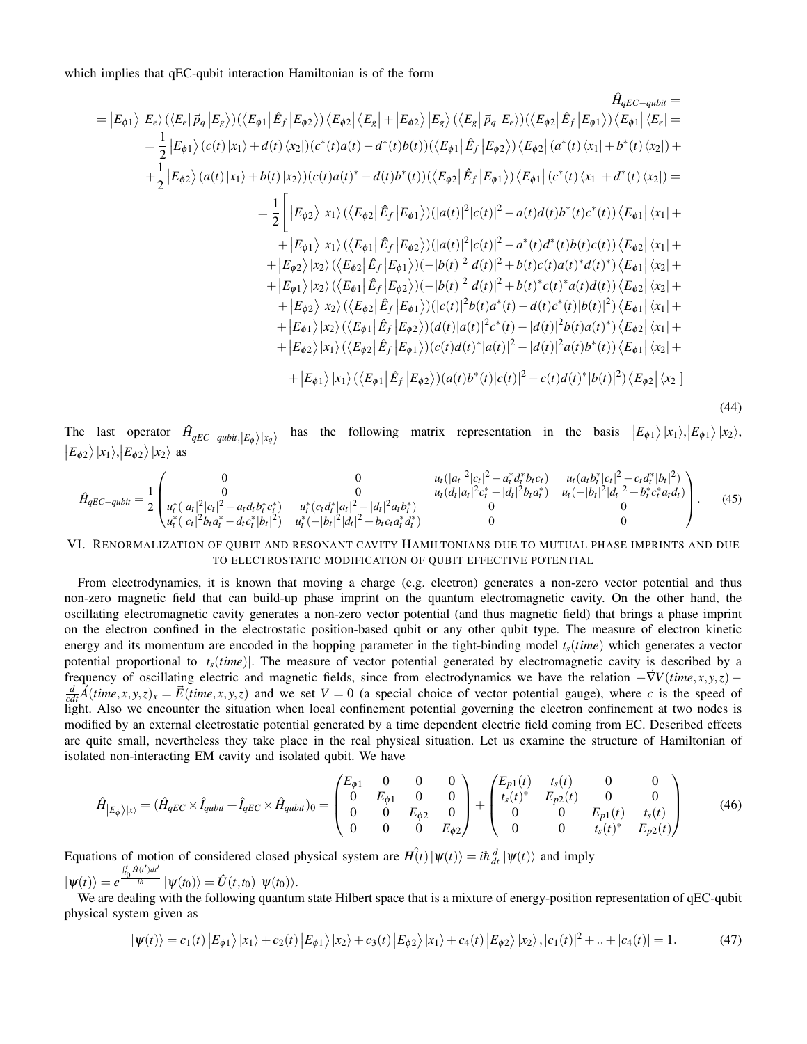which implies that qEC-qubit interaction Hamiltonian is of the form

$$
\begin{aligned}
&\hat{H}_{qEC-qubit} = \\
&= \left|E_{\phi 1}\right\rangle\left|E_e\right\rangle(\left\langle E_e\right|\vec{p}_q\left|E_g\right\rangle)(\left\langle E_{\phi 1}\right|\hat{E}_f\left|E_{\phi 2}\right\rangle)\left\langle E_{\phi 2}\right|\left\langle E_g\right| + \left|E_{\phi 2}\right\rangle\left|E_g\right\rangle(\left\langle E_g\right|\vec{p}_q\left|E_e\right\rangle)(\left\langle E_{\phi 2}\right|\hat{E}_f\left|E_{\phi 1}\right\rangle)\left\langle E_{\phi 1}\right|\left\langle E_e\right| = \\
&= \frac{1}{2}\left|E_{\phi 1}\right\rangle(c(t)\left|x_1\right\rangle + d(t)\left\langle x_2\right|)(c^*(t)a(t) - d^*(t)b(t))(\left\langle E_{\phi 1}\right|\hat{E}_f\left|E_{\phi 2}\right\rangle)\left\langle E_{\phi 2}\right|(a^*(t)\left\langle x_1\right| + b^*(t)\left\langle x_2\right|) + \\
&+ \frac{1}{2}\left|E_{\phi 2}\right\rangle(a(t)\left|x_1\right\rangle + b(t)\left|x_2\right\rangle)(c(t)a(t)^* - d(t)b^*(t))(\left\langle E_{\phi 2}\right|\hat{E}_f\left|E_{\phi 1}\right\rangle)\left\langle E_{\phi 1}\right|(c^*(t)\left\langle x_1\right| + d^*(t)\left\langle x_2\right|) = \\
&= \frac{1}{2}\Bigg[\left|E_{\phi 2}\right\rangle\left|x_1\right\rangle(\left\langle E_{\phi 2}\right|\hat{E}_f\left|E_{\phi 1}\right\rangle)(|a(t)|^2|c(t)|^2 - a(t)d(t)b^*(t)c^*(t))\left\langle E_{\phi 1}\right|\left\langle x_1\right| + \\
&+ \left|E_{\phi 1}\right\rangle\left|x_1\right\rangle(\left\langle E_{\phi 1}\right|\hat{E}_f\left|E_{\phi 2}\right\rangle)(|a(t)|^2|c(t)|^2 - a^*(t)d^*(t)b(t)c(t))\left\langle E_{\phi 2}\right|\left\langle x_1\right| + \\
&+ \left|E_{\phi 2}\right\rangle\left|x_2\right\rangle(\left\langle E_{\phi 2}\right|\hat{E}_f\left|E_{\phi 1}\right\rangle)(-|b(t)|^2|d(t)|^2 + b(t)c(t)a(t)^*d(t)^*)\left\langle E_{\phi 1}\right|\left\langle x_2\right| + \\
&+ \left|E_{\phi 1}\right\rangle\left|x_2\right\rangle(\left\langle E_{\phi 1}\right|\hat{E}_f\left|E_{\phi 2}\right\rangle)(-|b(t)|^2|d(t)|^2 + b(t)^*c(t)^*a(t)d(t))\left\langle E_{\phi 2}\right|\left\langle x_2\right| + \\
&+ \left|E_{\phi 2}\right\rangle\left|x_2\right\rangle(\left\langle E_{\phi 2}\right|\hat{E}_f\left|E_{\phi 1}\right\rangle)(|c(t)|^2b(t)a^*(t) - d(t)c^*(t)|b(t)|^2)\left\langle E_{\phi 1}\right|\left\langle x_1\right| + \\
&+ \left|E_{\phi 1}\right\rangle\left|x_2\right\rangle(\left\langle E_{\phi 1}\right|\hat{E}_f\left|E_{\phi 2}\right\rangle)(d(t)|a(t)|^2c^*(t) - |d(t)|^2b(t)a(t)^*)\left\langle E_{\phi 2}\right|\left\langle x_1\right| + \\
&+ \left|E_{\phi 2}\right\rangle\left|x_1\right\rangle(\left\langle E_{\phi 2}\right|\hat{E}_f\left|E_{\phi 1}\right\rangle)(c(t)d(t)^*|a(t)|^2 - |d(t)|^2a(t)b^*(t))\left\langle E_{\phi 1}\right|\left\langle x_2\right| + \\
&+ \left|E_{\phi 1}\right\rangle\left|x_1\right\rangle(\left\langle E_{\phi 1}\right|\hat{E}_f\left|E_{\phi 2}\right\rangle)(a(t)b^*(t)|c(t)|^2 - c(t)d(t)^*|b(t)|^2)\left\langle E_{\phi 2}\right|\left\langle x_2\right|\Bigg]
\end{aligned}
\tag{44}
$$

The last operator $\hat{H}_{qEC-qubit,\left|E_\phi\right\rangle\left|x_q\right\rangle}$ has the following matrix representation in the basis $\left|E_{\phi 1}\right\rangle\left|x_1\right\rangle, \left|E_{\phi 1}\right\rangle\left|x_2\right\rangle, \left|E_{\phi 2}\right\rangle\left|x_1\right\rangle, \left|E_{\phi 2}\right\rangle\left|x_2\right\rangle$ as

$$
\hat{H}_{qEC-qubit} = \frac{1}{2}\begin{pmatrix}
0 & 0 & u_t(|a_t|^2|c_t|^2 - a_t^*d_t^*b_tc_t) & u_t(a_tb_t^*|c_t|^2 - c_td_t^*|b_t|^2) \\
0 & 0 & u_t(d_t|a_t|^2c_t^* - |d_t|^2b_ta_t^*) & u_t(-|b_t|^2|d_t|^2 + b_t^*c_t^*a_td_t) \\
u_t^*(|a_t|^2|c_t|^2 - a_td_tb_t^*c_t^*) & u_t^*(c_td_t^*|a_t|^2 - |d_t|^2a_tb_t^*) & 0 & 0 \\
u_t^*(|c_t|^2b_ta_t^* - d_tc_t^*|b_t|^2) & u_t^*(-|b_t|^2|d_t|^2 + b_tc_ta_t^*d_t^*) & 0 & 0
\end{pmatrix}. \tag{45}
$$

## VI. Renormalization of qubit and resonant cavity Hamiltonians due to mutual phase imprints and due to electrostatic modification of qubit effective potential

From electrodynamics, it is known that moving a charge (e.g. electron) generates a non-zero vector potential and thus non-zero magnetic field that can build-up phase imprint on the quantum electromagnetic cavity. On the other hand, the oscillating electromagnetic cavity generates a non-zero vector potential (and thus magnetic field) that brings a phase imprint on the electron confined in the electrostatic position-based qubit or any other qubit type. The measure of electron kinetic energy and its momentum are encoded in the hopping parameter in the tight-binding model $t_s(time)$ which generates a vector potential proportional to $|t_s(time)|$. The measure of vector potential generated by electromagnetic cavity is described by a frequency of oscillating electric and magnetic fields, since from electrodynamics we have the relation $-\vec{\nabla}V(time,x,y,z) - \frac{d}{cdt}\vec{A}(time,x,y,z)_x = \vec{E}(time,x,y,z)$ and we set $V = 0$ (a special choice of vector potential gauge), where $c$ is the speed of light. Also we encounter the situation when local confinement potential governing the electron confinement at two nodes is modified by an external electrostatic potential generated by a time dependent electric field coming from EC. Described effects are quite small, nevertheless they take place in the real physical situation. Let us examine the structure of Hamiltonian of isolated non-interacting EM cavity and isolated qubit. We have

$$
\hat{H}_{\left|E_\phi\right\rangle\left|x\right\rangle} = (\hat{H}_{qEC} \times \hat{I}_{qubit} + \hat{I}_{qEC} \times \hat{H}_{qubit})_0 = \begin{pmatrix}
E_{\phi 1} & 0 & 0 & 0 \\
0 & E_{\phi 1} & 0 & 0 \\
0 & 0 & E_{\phi 2} & 0 \\
0 & 0 & 0 & E_{\phi 2}
\end{pmatrix} + \begin{pmatrix}
E_{p1}(t) & t_s(t) & 0 & 0 \\
t_s(t)^* & E_{p2}(t) & 0 & 0 \\
0 & 0 & E_{p1}(t) & t_s(t) \\
0 & 0 & t_s(t)^* & E_{p2}(t)
\end{pmatrix} \tag{46}
$$

Equations of motion of considered closed physical system are $\hat{H(t)}\left|\psi(t)\right\rangle = i\hbar\frac{d}{dt}\left|\psi(t)\right\rangle$ and imply $\left|\psi(t)\right\rangle = e^{\frac{\int_{t_0}^{t}\hat{H}(t')dt'}{i\hbar}}\left|\psi(t_0)\right\rangle = \hat{U}(t,t_0)\left|\psi(t_0)\right\rangle$.

We are dealing with the following quantum state Hilbert space that is a mixture of energy-position representation of qEC-qubit physical system given as

$$
\left|\psi(t)\right\rangle = c_1(t)\left|E_{\phi 1}\right\rangle\left|x_1\right\rangle + c_2(t)\left|E_{\phi 1}\right\rangle\left|x_2\right\rangle + c_3(t)\left|E_{\phi 2}\right\rangle\left|x_1\right\rangle + c_4(t)\left|E_{\phi 2}\right\rangle\left|x_2\right\rangle, |c_1(t)|^2 + .. + |c_4(t)| = 1. \tag{47}
$$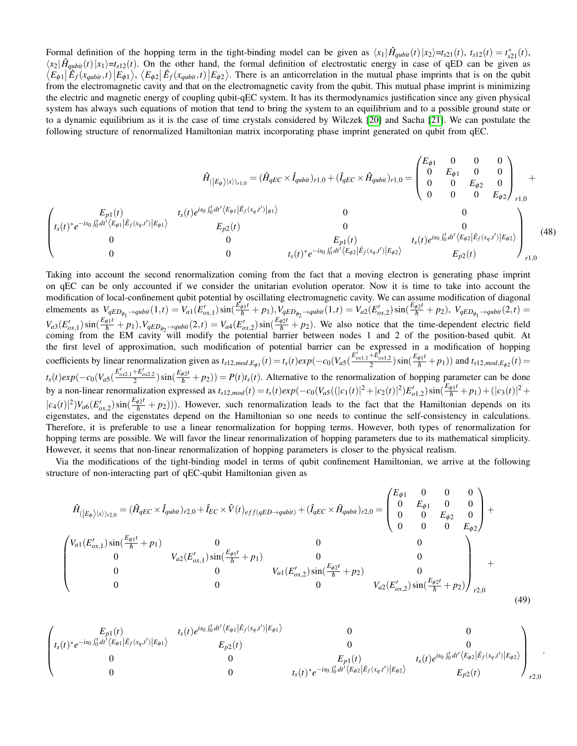Formal definition of the hopping term in the tight-binding model can be given as $\langle x_1|\hat{H}_{qubit}(t)|x_2\rangle$=$t_{s21}(t)$, $t_{s12}(t) = t^*_{s21}(t)$, $\langle x_2|\hat{H}_{qubit}(t)|x_1\rangle$=$t_{s12}(t)$. On the other hand, the formal definition of electrostatic energy in case of qED can be given as $\langle E_{\phi 1}|\hat{E}_f(x_{qubit},t)|E_{\phi 1}\rangle$, $\langle E_{\phi 2}|\hat{E}_f(x_{qubit},t)|E_{\phi 2}\rangle$. There is an anticorrelation in the mutual phase imprints that is on the qubit from the electromagnetic cavity and that on the electromagnetic cavity from the qubit. This mutual phase imprint is minimizing the electric and magnetic energy of coupling qubit-qEC system. It has its thermodynamics justification since any given physical system has always such equations of motion that tend to bring the system to an equilibrium and to a possible ground state or to a dynamic equilibrium as it is the case of time crystals considered by Wilczek [20] and Sacha [21]. We can postulate the following structure of renormalized Hamiltonian matrix incorporating phase imprint generated on qubit from qEC.

$$
\hat{H}_{(|E_\phi\rangle|x\rangle)r1,0} = (\hat{H}_{qEC}\times\hat{I}_{qubit})_{r1,0} + (\hat{I}_{qEC}\times\hat{H}_{qubit})_{r1,0} = \begin{pmatrix} E_{\phi 1} & 0 & 0 & 0 \\ 0 & E_{\phi 1} & 0 & 0 \\ 0 & 0 & E_{\phi 2} & 0 \\ 0 & 0 & 0 & E_{\phi 2} \end{pmatrix}_{r1,0} +
$$

$$
\begin{pmatrix} E_{p1}(t) & t_s(t)e^{is_0\int_0^t dt'\langle E_{\phi 1}|\hat{E}_f(x_q,t')|\phi 1\rangle} & 0 & 0 \\ t_s(t)^* e^{-is_0\int_0^t dt'\langle E_{\phi 1}|\hat{E}_f(x_q,t')|E_{\phi 1}\rangle} & E_{p2}(t) & 0 & 0 \\ 0 & 0 & E_{p1}(t) & t_s(t)e^{is_0\int_0^t dt'\langle E_{\phi 2}|\hat{E}_f(x_q,t')|E_{\phi 2}\rangle} \\ 0 & 0 & t_s(t)^* e^{-is_0\int_0^t dt'\langle E_{\phi 2}|\hat{E}_f(x_q,t')|E_{\phi 2}\rangle} & E_{p2}(t) \end{pmatrix}_{r1,0} \tag{48}
$$

Taking into account the second renormalization coming from the fact that a moving electron is generating phase imprint on qEC can be only accounted if we consider the unitarian evolution operator. Now it is time to take into account the modification of local-confinement qubit potential by oscillating electromagnetic cavity. We can assume modification of diagonal elmements as $V_{qED_{\phi_1}\to qubit}(1,t) = V_{a1}(E'_{ox,1})\sin(\frac{E_{\phi 1}t}{\hbar}+p_1)$, $V_{qED_{\phi_2}\to qubit}(1,t) = V_{a2}(E'_{ox,2})\sin(\frac{E_{\phi 2}t}{\hbar}+p_2)$, $V_{qED_{\phi_1}\to qubit}(2,t) = V_{a3}(E'_{ox,1})\sin(\frac{E_{\phi 1}t}{\hbar}+p_1)$, $V_{qED_{\phi_2}\to qubit}(2,t) = V_{a4}(E'_{ox,2})\sin(\frac{E_{\phi 2}t}{\hbar}+p_2)$. We also notice that the time-dependent electric field coming from the EM cavity will modify the potential barrier between nodes 1 and 2 of the position-based qubit. At the first level of approximation, such modification of potential barrier can be expressed in a modification of hopping coefficients by linear renormalization given as $t_{s12,mod,E_{\phi 1}}(t) = t_s(t)exp(-c_0(V_{a5}(\frac{E'_{ox1,1}+E'_{ox1,2}}{2})\sin(\frac{E_{\phi 1}t}{\hbar}+p_1))$ and $t_{s12,mod,E_{\phi 2}}(t) = t_s(t)exp(-c_0(V_{a5}(\frac{E'_{ox2,1}+E'_{ox2,2}}{2})\sin(\frac{E_{\phi 2}t}{\hbar}+p_2)) = P(t)t_s(t)$. Alternative to the renormalization of hopping parameter can be done by a non-linear renormalization expressed as $t_{s12,mod}(t) = t_s(t)exp(-c_0(V_{a5}((|c_1(t)|^2+|c_2(t)|^2)E'_{o1,2})\sin(\frac{E_{\phi 1}t}{\hbar}+p_1)+(|c_3(t)|^2+|c_4(t)|^2)V_{a6}(E'_{ox,2})\sin(\frac{E_{\phi 2}t}{\hbar}+p_2)))$. However, such renormalization leads to the fact that the Hamiltonian depends on its eigenstates, and the eigenstates depend on the Hamiltonian so one needs to continue the self-consistency in calculations. Therefore, it is preferable to use a linear renormalization for hopping terms. However, both types of renormalization for hopping terms are possible. We will favor the linear renormalization of hopping parameters due to its mathematical simplicity. However, it seems that non-linear renormalization of hopping parameters is closer to the physical realism.

Via the modifications of the tight-binding model in terms of qubit confinement Hamiltonian, we arrive at the following structure of non-interacting part of qEC-qubit Hamiltonian given as

$$
\hat{H}_{(|E_\phi\rangle|x\rangle)r2,0} = (\hat{H}_{qEC}\times\hat{I}_{qubit})_{r2,0} + \hat{I}_{EC}\times\hat{V}(t)_{eff(qED\to qubit)} + (\hat{I}_{qEC}\times\hat{H}_{qubit})_{r2,0} = \begin{pmatrix} E_{\phi 1} & 0 & 0 & 0 \\ 0 & E_{\phi 1} & 0 & 0 \\ 0 & 0 & E_{\phi 2} & 0 \\ 0 & 0 & 0 & E_{\phi 2} \end{pmatrix} +
$$

$$
\begin{pmatrix} V_{a1}(E'_{ox,1})\sin(\frac{E_{\phi 1}t}{\hbar}+p_1) & 0 & 0 & 0 \\ 0 & V_{a2}(E'_{ox,1})\sin(\frac{E_{\phi 1}t}{\hbar}+p_1) & 0 & 0 \\ 0 & 0 & V_{a1}(E'_{ox,2})\sin(\frac{E_{\phi 2}t}{\hbar}+p_2) & 0 \\ 0 & 0 & 0 & V_{a2}(E'_{ox,2})\sin(\frac{E_{\phi 2}t}{\hbar}+p_2) \end{pmatrix}_{r2,0} + \tag{49}
$$

$$
\begin{pmatrix} E_{p1}(t) & t_s(t)e^{is_0\int_0^t dt'\langle E_{\phi 1}|\hat{E}_f(x_q,t')|E_{\phi 1}\rangle} & 0 & 0 \\ t_s(t)^* e^{-is_0\int_0^t dt'\langle E_{\phi 1}|\hat{E}_f(x_q,t')|E_{\phi 1}\rangle} & E_{p2}(t) & 0 & 0 \\ 0 & 0 & E_{p1}(t) & t_s(t)e^{is_0\int_0^t dt'\langle E_{\phi 2}|\hat{E}_f(x_q,t')|E_{\phi 2}\rangle} \\ 0 & 0 & t_s(t)^* e^{-is_0\int_0^t dt'\langle E_{\phi 2}|\hat{E}_f(x_q,t')|E_{\phi 2}\rangle} & E_{p2}(t) \end{pmatrix}_{r2,0}.
$$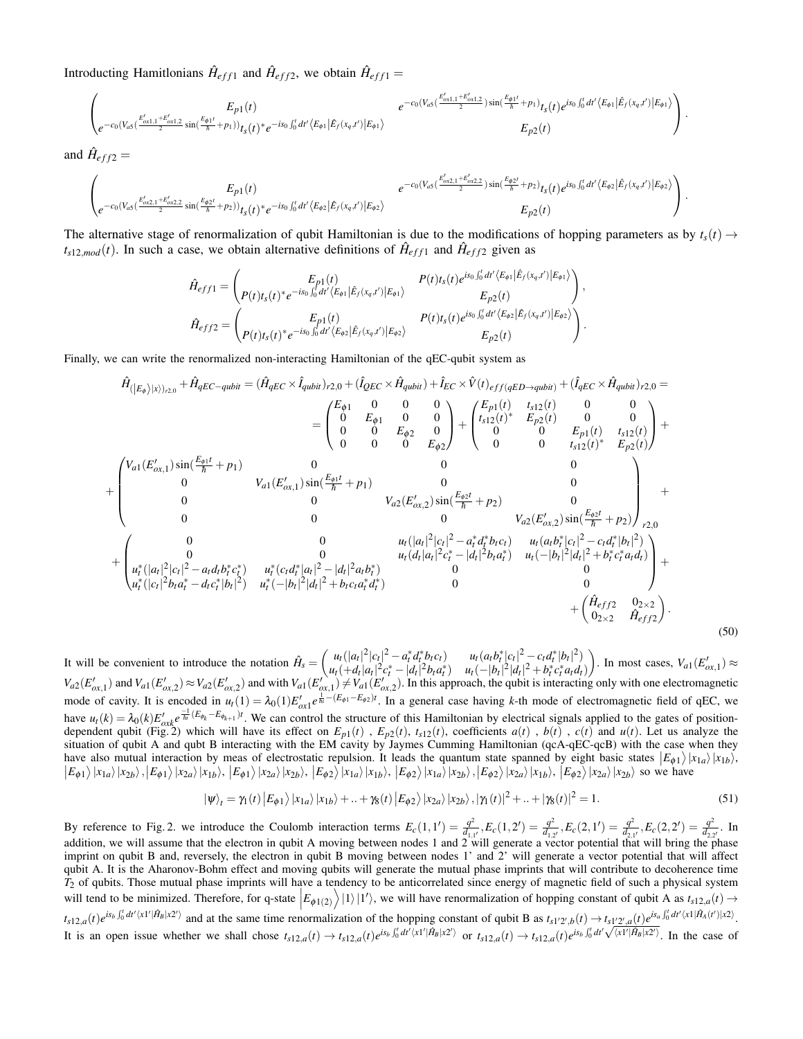Introducting Hamitlonians $\hat{H}_{eff1}$ and $\hat{H}_{eff2}$, we obtain $\hat{H}_{eff1}$ =

$$
\begin{pmatrix} E_{p1}(t) & e^{-c_0(V_{a5}(\frac{E'_{ox1,1}+E'_{ox1,2}}{2})\sin(\frac{E_{\phi 1}t}{\hbar}+p_1)} t_s(t) e^{is_0\int_0^t dt' \langle E_{\phi 1}|\hat{E}_f(x_q,t')|E_{\phi 1}\rangle} \\ e^{-c_0(V_{a5}(\frac{E'_{ox1,1}+E'_{ox1,2}}{2}\sin(\frac{E_{\phi 1}t}{\hbar}+p_1))} t_s(t)^* e^{-is_0\int_0^t dt' \langle E_{\phi 1}|\hat{E}_f(x_q,t')|E_{\phi 1}\rangle} & E_{p2}(t) \end{pmatrix}.
$$

and $\hat{H}_{eff2}$ =

$$
\begin{pmatrix} E_{p1}(t) & e^{-c_0(V_{a5}(\frac{E'_{ox2,1}+E'_{ox2,2}}{2})\sin(\frac{E_{\phi 2}t}{\hbar}+p_2)} t_s(t) e^{is_0\int_0^t dt' \langle E_{\phi 2}|\hat{E}_f(x_q,t')|E_{\phi 2}\rangle} \\ e^{-c_0(V_{a5}(\frac{E'_{ox2,1}+E'_{ox2,2}}{2}\sin(\frac{E_{\phi 2}t}{\hbar}+p_2))} t_s(t)^* e^{-is_0\int_0^t dt' \langle E_{\phi 2}|\hat{E}_f(x_q,t')|E_{\phi 2}\rangle} & E_{p2}(t) \end{pmatrix}.
$$

The alternative stage of renormalization of qubit Hamiltonian is due to the modifications of hopping parameters as by $t_s(t) \to t_{s12,mod}(t)$. In such a case, we obtain alternative definitions of $\hat{H}_{eff1}$ and $\hat{H}_{eff2}$ given as

$$
\hat{H}_{eff1} = \begin{pmatrix} E_{p1}(t) & P(t)t_s(t)e^{is_0\int_0^t dt' \langle E_{\phi 1}|\hat{E}_f(x_q,t')|E_{\phi 1}\rangle} \\ P(t)t_s(t)^* e^{-is_0\int_0^t dt' \langle E_{\phi 1}|\hat{E}_f(x_q,t')|E_{\phi 1}\rangle} & E_{p2}(t) \end{pmatrix},
$$
$$
\hat{H}_{eff2} = \begin{pmatrix} E_{p1}(t) & P(t)t_s(t)e^{is_0\int_0^t dt' \langle E_{\phi 2}|\hat{E}_f(x_q,t')|E_{\phi 2}\rangle} \\ P(t)t_s(t)^* e^{-is_0\int_0^t dt' \langle E_{\phi 2}|\hat{E}_f(x_q,t')|E_{\phi 2}\rangle} & E_{p2}(t) \end{pmatrix}.
$$

Finally, we can write the renormalized non-interacting Hamiltonian of the qEC-qubit system as

$$
\begin{aligned}
&\hat{H}_{(|E_\phi\rangle|x\rangle)_{r2,0}} + \hat{H}_{qEC-qubit} = (\hat{H}_{qEC}\times\hat{I}_{qubit})_{r2,0} + (\hat{I}_{QEC}\times\hat{H}_{qubit}) + \hat{I}_{EC}\times\hat{V}(t)_{eff(qED\to qubit)} + (\hat{I}_{qEC}\times\hat{H}_{qubit})_{r2,0} = \\
&= \begin{pmatrix} E_{\phi 1} & 0 & 0 & 0 \\ 0 & E_{\phi 1} & 0 & 0 \\ 0 & 0 & E_{\phi 2} & 0 \\ 0 & 0 & 0 & E_{\phi 2} \end{pmatrix} + \begin{pmatrix} E_{p1}(t) & t_{s12}(t) & 0 & 0 \\ t_{s12}(t)^* & E_{p2}(t) & 0 & 0 \\ 0 & 0 & E_{p1}(t) & t_{s12}(t) \\ 0 & 0 & t_{s12}(t)^* & E_{p2}(t) \end{pmatrix} + \\
&+ \begin{pmatrix} V_{a1}(E'_{ox,1})\sin(\frac{E_{\phi 1}t}{\hbar}+p_1) & 0 & 0 & 0 \\ 0 & V_{a1}(E'_{ox,1})\sin(\frac{E_{\phi 1}t}{\hbar}+p_1) & 0 & 0 \\ 0 & 0 & V_{a2}(E'_{ox,2})\sin(\frac{E_{\phi 2}t}{\hbar}+p_2) & 0 \\ 0 & 0 & 0 & V_{a2}(E'_{ox,2})\sin(\frac{E_{\phi 2}t}{\hbar}+p_2) \end{pmatrix}_{r2,0} + \\
&+ \begin{pmatrix} 0 & 0 & u_t(|a_t|^2|c_t|^2 - a_t^* d_t^* b_t c_t) & u_t(a_t b_t^* |c_t|^2 - c_t d_t^* |b_t|^2) \\ 0 & 0 & u_t(d_t|a_t|^2 c_t^* - |d_t|^2 b_t a_t^*) & u_t(-|b_t|^2|d_t|^2 + b_t^* c_t^* a_t d_t) \\ u_t^*(|a_t|^2|c_t|^2 - a_t d_t b_t^* c_t^*) & u_t^*(c_t d_t^*|a_t|^2 - |d_t|^2 a_t b_t^*) & 0 & 0 \\ u_t^*(|c_t|^2 b_t a_t^* - d_t c_t^* |b_t|^2) & u_t^*(-|b_t|^2|d_t|^2 + b_t c_t a_t^* d_t^*) & 0 & 0 \end{pmatrix} + \\
&+ \begin{pmatrix} \hat{H}_{eff2} & 0_{2\times 2} \\ 0_{2\times 2} & \hat{H}_{eff2} \end{pmatrix}.
\end{aligned}
\tag{50}
$$

It will be convenient to introduce the notation $\hat{H}_s = \begin{pmatrix} u_t(|a_t|^2|c_t|^2 - a_t^* d_t^* b_t c_t) & u_t(a_t b_t^*|c_t|^2 - c_t d_t^*|b_t|^2) \\ u_t(+d_t|a_t|^2 c_t^* - |d_t|^2 b_t a_t^*) & u_t(-|b_t|^2|d_t|^2 + b_t^* c_t^* a_t d_t) \end{pmatrix}$. In most cases, $V_{a1}(E'_{ox,1}) \approx V_{a2}(E'_{ox,1})$ and $V_{a1}(E'_{ox,2}) \approx V_{a2}(E'_{ox,2})$ and with $V_{a1}(E'_{ox,1}) \neq V_{a1}(E'_{ox,2})$. In this approach, the qubit is interacting only with one electromagnetic mode of cavity. It is encoded in $u_t(1) = \lambda_0(1)E'_{ox1}e^{\frac{1}{\hbar}-(E_{\phi 1}-E_{\phi 2})t}$. In a general case having $k$-th mode of electromagnetic field of qEC, we have $u_t(k) = \lambda_0(k)E'_{oxk}e^{\frac{-1}{\hbar}(E_{\phi_k}-E_{\phi_{k+1}})t}$. We can control the structure of this Hamiltonian by electrical signals applied to the gates of position-dependent qubit (Fig. 2) which will have its effect on $E_{p1}(t)$ , $E_{p2}(t)$, $t_{s12}(t)$, coefficients $a(t)$ , $b(t)$ , $c(t)$ and $u(t)$. Let us analyze the situation of qubit A and qubt B interacting with the EM cavity by Jaymes Cumming Hamiltonian (qcA-qEC-qcB) with the case when they have also mutual interaction by meas of electrostatic repulsion. It leads the quantum state spanned by eight basic states $|E_{\phi 1}\rangle|x_{1a}\rangle|x_{1b}\rangle$, $|E_{\phi 1}\rangle|x_{1a}\rangle|x_{2b}\rangle$, $|E_{\phi 1}\rangle|x_{2a}\rangle|x_{1b}\rangle$, $|E_{\phi 1}\rangle|x_{2a}\rangle|x_{2b}\rangle$, $|E_{\phi 2}\rangle|x_{1a}\rangle|x_{1b}\rangle$, $|E_{\phi 2}\rangle|x_{1a}\rangle|x_{2b}\rangle$, $|E_{\phi 2}\rangle|x_{2a}\rangle|x_{1b}\rangle$, $|E_{\phi 2}\rangle|x_{2a}\rangle|x_{2b}\rangle$ so we have

$$
|\psi\rangle_t = \gamma_1(t)|E_{\phi 1}\rangle|x_{1a}\rangle|x_{1b}\rangle + .. + \gamma_8(t)|E_{\phi 2}\rangle|x_{2a}\rangle|x_{2b}\rangle, |\gamma_1(t)|^2 + .. + |\gamma_8(t)|^2 = 1. \tag{51}
$$

By reference to Fig. 2. we introduce the Coulomb interaction terms $E_c(1,1') = \frac{q^2}{d_{1,1'}}, E_c(1,2') = \frac{q^2}{d_{1,2'}}, E_c(2,1') = \frac{q^2}{d_{2,1'}}, E_c(2,2') = \frac{q^2}{d_{2,2'}}$. In addition, we will assume that the electron in qubit A moving between nodes 1 and 2 will generate a vector potential that will bring the phase imprint on qubit B and, reversely, the electron in qubit B moving between nodes 1' and 2' will generate a vector potential that will affect qubit A. It is the Aharonov-Bohm effect and moving qubits will generate the mutual phase imprints that will contribute to decoherence time $T_2$ of qubits. Those mutual phase imprints will have a tendency to be anticorrelated since energy of magnetic field of such a physical system will tend to be minimized. Therefore, for q-state $|E_{\phi 1(2)}\rangle|1\rangle|1'\rangle$, we will have renormalization of hopping constant of qubit A as $t_{s12,a}(t) \to t_{s12,a}(t)e^{is_b\int_0^t dt' \langle x1'|\hat{H}_B|x2'\rangle}$ and at the same time renormalization of the hopping constant of qubit B as $t_{s1'2',b}(t) \to t_{s1'2',a}(t)e^{is_a\int_0^t dt' \langle x1|\hat{H}_A(t')|x2\rangle}$. It is an open issue whether we shall chose $t_{s12,a}(t) \to t_{s12,a}(t)e^{is_b\int_0^t dt' \langle x1'|\hat{H}_B|x2'\rangle}$ or $t_{s12,a}(t) \to t_{s12,a}(t)e^{is_b\int_0^t dt' \sqrt{\langle x1'|\hat{H}_B|x2'\rangle}}$. In the case of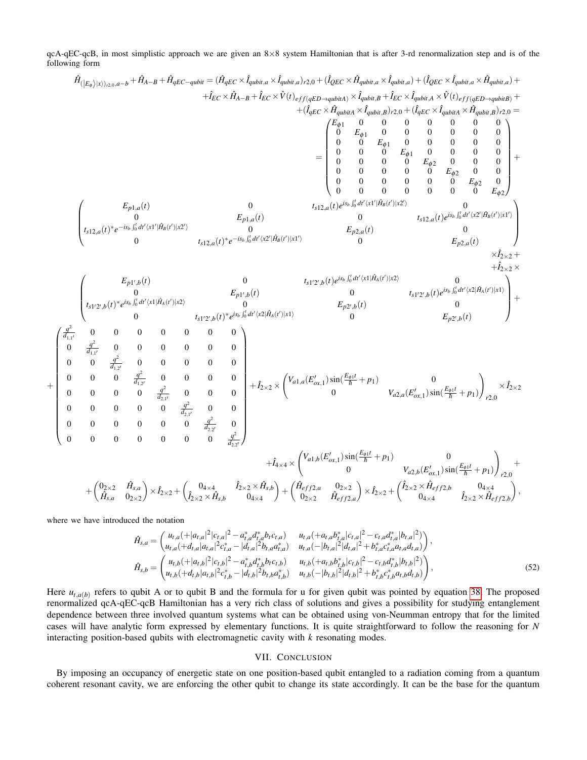qcA-qEC-qcB, in most simplistic approach we are given an 8×8 system Hamiltonian that is after 3-rd renormalization step and is of the following form

$$
\begin{aligned}
\hat{H}_{(|E_\phi\rangle|x\rangle)_{r2,0,a-b}}+\hat{H}_{A-B}+\hat{H}_{qEC-qubit} &= (\hat{H}_{qEC}\times\hat{I}_{qubit,a}\times\hat{I}_{qubit,a})_{r2,0}+(\hat{I}_{QEC}\times\hat{H}_{qubit,a}\times\hat{I}_{qubit,a})+(\hat{I}_{QEC}\times\hat{I}_{qubit,a}\times\hat{H}_{qubit,a})+\\
&+\hat{I}_{EC}\times\hat{H}_{A-B}+\hat{I}_{EC}\times\hat{V}(t)_{eff(qED\to qubitA)}\times\hat{I}_{qubit,B}+\hat{I}_{EC}\times\hat{I}_{qubit,A}\times\hat{V}(t)_{eff(qED\to qubitB)}+\\
&+(\hat{I}_{qEC}\times\hat{H}_{qubitA}\times\hat{I}_{qubit,B})_{r2,0}+(\hat{I}_{qEC}\times\hat{I}_{qubitA}\times\hat{H}_{qubit,B})_{r2,0}=\\
&=\begin{pmatrix}
E_{\phi1}&0&0&0&0&0&0&0\\
0&E_{\phi1}&0&0&0&0&0&0\\
0&0&E_{\phi1}&0&0&0&0&0\\
0&0&0&E_{\phi1}&0&0&0&0\\
0&0&0&0&E_{\phi2}&0&0&0\\
0&0&0&0&0&E_{\phi2}&0&0\\
0&0&0&0&0&0&E_{\phi2}&0\\
0&0&0&0&0&0&0&E_{\phi2}
\end{pmatrix}+\\
&\begin{pmatrix}
E_{p1,a}(t) & 0 & t_{s12,a}(t)e^{is_b\int_0^t dt'\langle x1'|\hat{H}_B(t')|x2'\rangle} & 0\\
0 & E_{p1,a}(t) & 0 & t_{s12,a}(t)e^{is_b\int_0^t dt'\langle x2'|\hat{H}_B(t')|x1'\rangle}\\
t_{s12,a}(t)^*e^{-is_b\int_0^t dt'\langle x1'|\hat{H}_B(t')|x2'\rangle} & 0 & E_{p2,a}(t) & 0\\
0 & t_{s12,a}(t)^*e^{-is_b\int_0^t dt'\langle x2'|\hat{H}_B(t')|x1'\rangle} & 0 & E_{p2,a}(t)
\end{pmatrix}\\
&\times\hat{I}_{2\times2}+\\
&+\hat{I}_{2\times2}\times\\
&\begin{pmatrix}
E_{p1',b}(t) & 0 & t_{s1'2',b}(t)e^{is_b\int_0^t dt'\langle x1|\hat{H}_A(t')|x2\rangle} & 0\\
0 & E_{p1',b}(t) & 0 & t_{s1'2',b}(t)e^{is_b\int_0^t dt'\langle x2|\hat{H}_A(t')|x1\rangle}\\
t_{s1'2',b}(t)^*e^{is_b\int_0^t dt'\langle x1|\hat{H}_A(t')|x2\rangle} & 0 & E_{p2',b}(t) & 0\\
0 & t_{s1'2',b}(t)^*e^{is_b\int_0^t dt'\langle x2|\hat{H}_A(t')|x1\rangle} & 0 & E_{p2',b}(t)
\end{pmatrix}+\\
&+\begin{pmatrix}
\frac{q^2}{d_{1,1'}}&0&0&0&0&0&0&0\\
0&\frac{q^2}{d_{1,1'}}&0&0&0&0&0&0\\
0&0&\frac{q^2}{d_{1,2'}}&0&0&0&0&0\\
0&0&0&\frac{q^2}{d_{1,2'}}&0&0&0&0\\
0&0&0&0&\frac{q^2}{d_{2,1'}}&0&0&0\\
0&0&0&0&0&\frac{q^2}{d_{2,1'}}&0&0\\
0&0&0&0&0&0&\frac{q^2}{d_{2,2'}}&0\\
0&0&0&0&0&0&0&\frac{q^2}{d_{2,2'}}
\end{pmatrix}+\hat{I}_{2\times2}\times\begin{pmatrix}
V_{a1,a}(E'_{ox,1})\sin(\frac{E_{\phi1}t}{\hbar}+p_1) & 0\\
0 & V_{a2,a}(E'_{ox,1})\sin(\frac{E_{\phi1}t}{\hbar}+p_1)
\end{pmatrix}_{r2,0}\times\hat{I}_{2\times2}\\
&+\hat{I}_{4\times4}\times\begin{pmatrix}
V_{a1,b}(E'_{ox,1})\sin(\frac{E_{\phi1}t}{\hbar}+p_1) & 0\\
0 & V_{a2,b}(E'_{ox,1})\sin(\frac{E_{\phi1}t}{\hbar}+p_1)
\end{pmatrix}_{r2,0}+\\
&+\begin{pmatrix}0_{2\times2}&\hat{H}_{s,a}\\ \hat{H}_{s,a}&0_{2\times2}\end{pmatrix}\times\hat{I}_{2\times2}+\begin{pmatrix}0_{4\times4}&\hat{I}_{2\times2}\times\hat{H}_{s,b}\\ \hat{I}_{2\times2}\times\hat{H}_{s,b}&0_{4\times4}\end{pmatrix}+\begin{pmatrix}\hat{H}_{eff2,a}&0_{2\times2}\\ 0_{2\times2}&\hat{H}_{eff2,a}\end{pmatrix}\times\hat{I}_{2\times2}+\begin{pmatrix}\hat{I}_{2\times2}\times\hat{H}_{eff2,b}&0_{4\times4}\\ 0_{4\times4}&\hat{I}_{2\times2}\times\hat{H}_{eff2,b}\end{pmatrix},
\end{aligned}
$$

where we have introduced the notation

$$
\begin{aligned}
\hat{H}_{s,a}&=\begin{pmatrix}
u_{t,a}(+|a_{t,a}|^2|c_{t,a}|^2-a^*_{t,a}d^*_{t,a}b_tc_{t,a}) & u_{t,a}(+a_{t,a}b^*_{t,a}|c_{t,a}|^2-c_{t,a}d^*_{t,a}|b_{t,a}|^2)\\
u_{t,a}(+d_{t,a}|a_{t,a}|^2c^*_{t,a}-|d_{t,a}|^2b_{t,a}a^*_{t,a}) & u_{t,a}(-|b_{t,a}|^2|d_{t,a}|^2+b^*_{t,a}c^*_{t,a}a_{t,a}d_{t,a})
\end{pmatrix},\\
\hat{H}_{s,b}&=\begin{pmatrix}
u_{t,b}(+|a_{t,b}|^2|c_{t,b}|^2-a^*_{t,b}d^*_{t,b}b_tc_{t,b}) & u_{t,b}(+a_{t,b}b^*_{t,b}|c_{t,b}|^2-c_{t,b}d^*_{t,b}|b_{t,b}|^2)\\
u_{t,b}(+d_{t,b}|a_{t,b}|^2c^*_{t,b}-|d_{t,b}|^2b_{t,b}a^*_{t,b}) & u_{t,b}(-|b_{t,b}|^2|d_{t,b}|^2+b^*_{t,b}c^*_{t,b}a_{t,b}d_{t,b})
\end{pmatrix},
\end{aligned}
\tag{52}
$$

Here $u_{t,a(b)}$ refers to qubit A or to qubit B and the formula for u for given qubit was pointed by equation 38. The proposed renormalized qcA-qEC-qcB Hamiltonian has a very rich class of solutions and gives a possibility for studying entanglement dependence between three involved quantum systems what can be obtained using von-Neumman entropy that for the limited cases will have analytic form expressed by elementary functions. It is quite straightforward to follow the reasoning for $N$ interacting position-based qubits with electromagnetic cavity with $k$ resonating modes.

## VII. Conclusion

By imposing an occupancy of energetic state on one position-based qubit entangled to a radiation coming from a quantum coherent resonant cavity, we are enforcing the other qubit to change its state accordingly. It can be the base for the quantum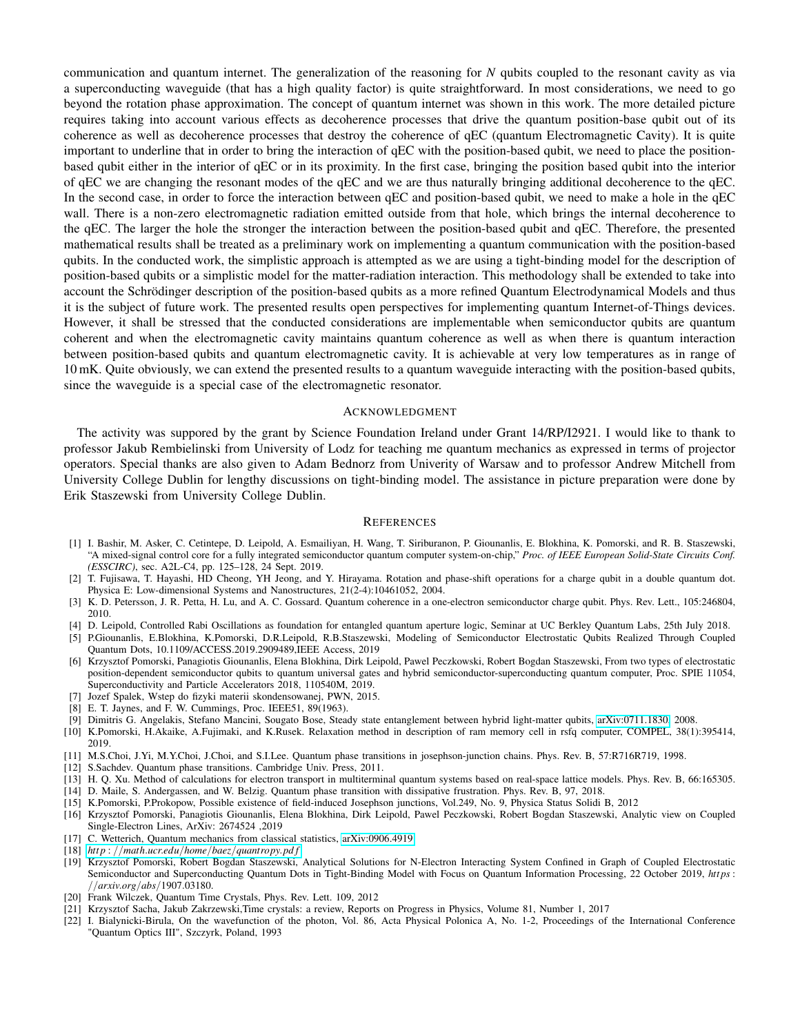communication and quantum internet. The generalization of the reasoning for $N$ qubits coupled to the resonant cavity as via a superconducting waveguide (that has a high quality factor) is quite straightforward. In most considerations, we need to go beyond the rotation phase approximation. The concept of quantum internet was shown in this work. The more detailed picture requires taking into account various effects as decoherence processes that drive the quantum position-base qubit out of its coherence as well as decoherence processes that destroy the coherence of qEC (quantum Electromagnetic Cavity). It is quite important to underline that in order to bring the interaction of qEC with the position-based qubit, we need to place the position-based qubit either in the interior of qEC or in its proximity. In the first case, bringing the position based qubit into the interior of qEC we are changing the resonant modes of the qEC and we are thus naturally bringing additional decoherence to the qEC. In the second case, in order to force the interaction between qEC and position-based qubit, we need to make a hole in the qEC wall. There is a non-zero electromagnetic radiation emitted outside from that hole, which brings the internal decoherence to the qEC. The larger the hole the stronger the interaction between the position-based qubit and qEC. Therefore, the presented mathematical results shall be treated as a preliminary work on implementing a quantum communication with the position-based qubits. In the conducted work, the simplistic approach is attempted as we are using a tight-binding model for the description of position-based qubits or a simplistic model for the matter-radiation interaction. This methodology shall be extended to take into account the Schrödinger description of the position-based qubits as a more refined Quantum Electrodynamical Models and thus it is the subject of future work. The presented results open perspectives for implementing quantum Internet-of-Things devices. However, it shall be stressed that the conducted considerations are implementable when semiconductor qubits are quantum coherent and when the electromagnetic cavity maintains quantum coherence as well as when there is quantum interaction between position-based qubits and quantum electromagnetic cavity. It is achievable at very low temperatures as in range of 10 mK. Quite obviously, we can extend the presented results to a quantum waveguide interacting with the position-based qubits, since the waveguide is a special case of the electromagnetic resonator.

## Acknowledgment

The activity was suppored by the grant by Science Foundation Ireland under Grant 14/RP/I2921. I would like to thank to professor Jakub Rembielinski from University of Lodz for teaching me quantum mechanics as expressed in terms of projector operators. Special thanks are also given to Adam Bednorz from Univerity of Warsaw and to professor Andrew Mitchell from University College Dublin for lengthy discussions on tight-binding model. The assistance in picture preparation were done by Erik Staszewski from University College Dublin.

## References

[1] I. Bashir, M. Asker, C. Cetintepe, D. Leipold, A. Esmailiyan, H. Wang, T. Siriburanon, P. Giounanlis, E. Blokhina, K. Pomorski, and R. B. Staszewski, "A mixed-signal control core for a fully integrated semiconductor quantum computer system-on-chip," *Proc. of IEEE European Solid-State Circuits Conf. (ESSCIRC)*, sec. A2L-C4, pp. 125–128, 24 Sept. 2019.

[2] T. Fujisawa, T. Hayashi, HD Cheong, YH Jeong, and Y. Hirayama. Rotation and phase-shift operations for a charge qubit in a double quantum dot. Physica E: Low-dimensional Systems and Nanostructures, 21(2-4):10461052, 2004.

[3] K. D. Petersson, J. R. Petta, H. Lu, and A. C. Gossard. Quantum coherence in a one-electron semiconductor charge qubit. Phys. Rev. Lett., 105:246804, 2010.

[4] D. Leipold, Controlled Rabi Oscillations as foundation for entangled quantum aperture logic, Seminar at UC Berkley Quantum Labs, 25th July 2018.

[5] P.Giounanlis, E.Blokhina, K.Pomorski, D.R.Leipold, R.B.Staszewski, Modeling of Semiconductor Electrostatic Qubits Realized Through Coupled Quantum Dots, 10.1109/ACCESS.2019.2909489,IEEE Access, 2019

[6] Krzysztof Pomorski, Panagiotis Giounanlis, Elena Blokhina, Dirk Leipold, Pawel Peczkowski, Robert Bogdan Staszewski, From two types of electrostatic position-dependent semiconductor qubits to quantum universal gates and hybrid semiconductor-superconducting quantum computer, Proc. SPIE 11054, Superconductivity and Particle Accelerators 2018, 110540M, 2019.

[7] Jozef Spalek, Wstep do fizyki materii skondensowanej, PWN, 2015.

[8] E. T. Jaynes, and F. W. Cummings, Proc. IEEE51, 89(1963).

[9] Dimitris G. Angelakis, Stefano Mancini, Sougato Bose, Steady state entanglement between hybrid light-matter qubits, arXiv:0711.1830, 2008.

[10] K.Pomorski, H.Akaike, A.Fujimaki, and K.Rusek. Relaxation method in description of ram memory cell in rsfq computer, COMPEL, 38(1):395414, 2019.

[11] M.S.Choi, J.Yi, M.Y.Choi, J.Choi, and S.I.Lee. Quantum phase transitions in josephson-junction chains. Phys. Rev. B, 57:R716R719, 1998.

[12] S.Sachdev. Quantum phase transitions. Cambridge Univ. Press, 2011.

[13] H. Q. Xu. Method of calculations for electron transport in multiterminal quantum systems based on real-space lattice models. Phys. Rev. B, 66:165305.

[14] D. Maile, S. Andergassen, and W. Belzig. Quantum phase transition with dissipative frustration. Phys. Rev. B, 97, 2018.

[15] K.Pomorski, P.Prokopow, Possible existence of field-induced Josephson junctions, Vol.249, No. 9, Physica Status Solidi B, 2012

[16] Krzysztof Pomorski, Panagiotis Giounanlis, Elena Blokhina, Dirk Leipold, Pawel Peczkowski, Robert Bogdan Staszewski, Analytic view on Coupled Single-Electron Lines, ArXiv: 2674524 ,2019

[17] C. Wetterich, Quantum mechanics from classical statistics, arXiv:0906.4919

[18] *http://math.ucr.edu/home/baez/quantropy.pdf*

[19] Krzysztof Pomorski, Robert Bogdan Staszewski, Analytical Solutions for N-Electron Interacting System Confined in Graph of Coupled Electrostatic Semiconductor and Superconducting Quantum Dots in Tight-Binding Model with Focus on Quantum Information Processing, 22 October 2019, *https://arxiv.org/abs/*1907.03180.

[20] Frank Wilczek, Quantum Time Crystals, Phys. Rev. Lett. 109, 2012

[21] Krzysztof Sacha, Jakub Zakrzewski,Time crystals: a review, Reports on Progress in Physics, Volume 81, Number 1, 2017

[22] I. Bialynicki-Birula, On the wavefunction of the photon, Vol. 86, Acta Physical Polonica A, No. 1-2, Proceedings of the International Conference "Quantum Optics III", Szczyrk, Poland, 1993